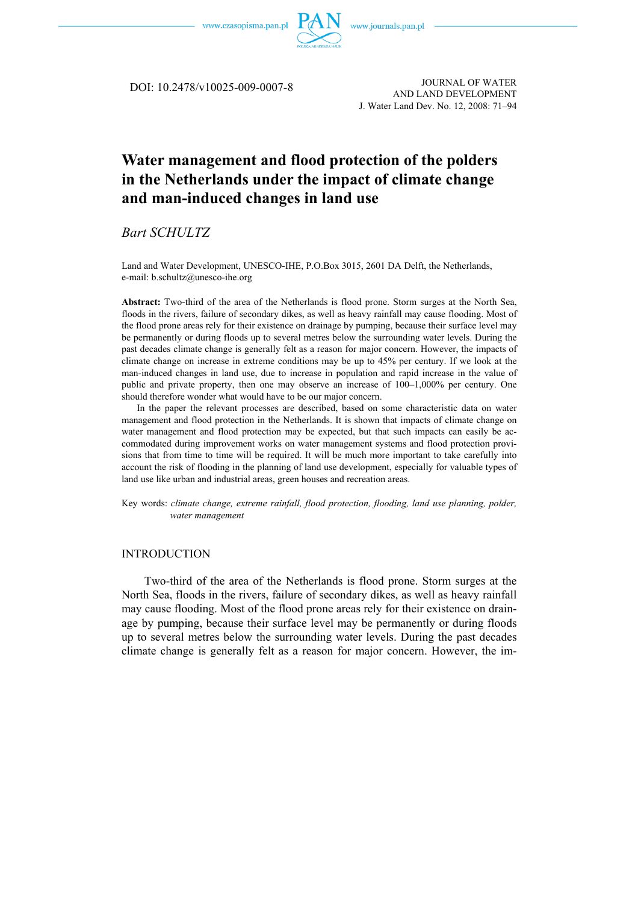DOI: 10.2478/v10025-009-0007-8

JOURNAL OF WATER AND LAND DEVELOPMENT
J. Water Land Dev. No. 12, 2008: 71–94

# Water management and flood protection of the polders in the Netherlands under the impact of climate change and man-induced changes in land use

*Bart SCHULTZ*

Land and Water Development, UNESCO-IHE, P.O.Box 3015, 2601 DA Delft, the Netherlands, e-mail: b.schultz@unesco-ihe.org

**Abstract:** Two-third of the area of the Netherlands is flood prone. Storm surges at the North Sea, floods in the rivers, failure of secondary dikes, as well as heavy rainfall may cause flooding. Most of the flood prone areas rely for their existence on drainage by pumping, because their surface level may be permanently or during floods up to several metres below the surrounding water levels. During the past decades climate change is generally felt as a reason for major concern. However, the impacts of climate change on increase in extreme conditions may be up to 45% per century. If we look at the man-induced changes in land use, due to increase in population and rapid increase in the value of public and private property, then one may observe an increase of 100–1,000% per century. One should therefore wonder what would have to be our major concern.

In the paper the relevant processes are described, based on some characteristic data on water management and flood protection in the Netherlands. It is shown that impacts of climate change on water management and flood protection may be expected, but that such impacts can easily be accommodated during improvement works on water management systems and flood protection provisions that from time to time will be required. It will be much more important to take carefully into account the risk of flooding in the planning of land use development, especially for valuable types of land use like urban and industrial areas, green houses and recreation areas.

Key words: *climate change, extreme rainfall, flood protection, flooding, land use planning, polder, water management*

## INTRODUCTION

Two-third of the area of the Netherlands is flood prone. Storm surges at the North Sea, floods in the rivers, failure of secondary dikes, as well as heavy rainfall may cause flooding. Most of the flood prone areas rely for their existence on drainage by pumping, because their surface level may be permanently or during floods up to several metres below the surrounding water levels. During the past decades climate change is generally felt as a reason for major concern. However, the im-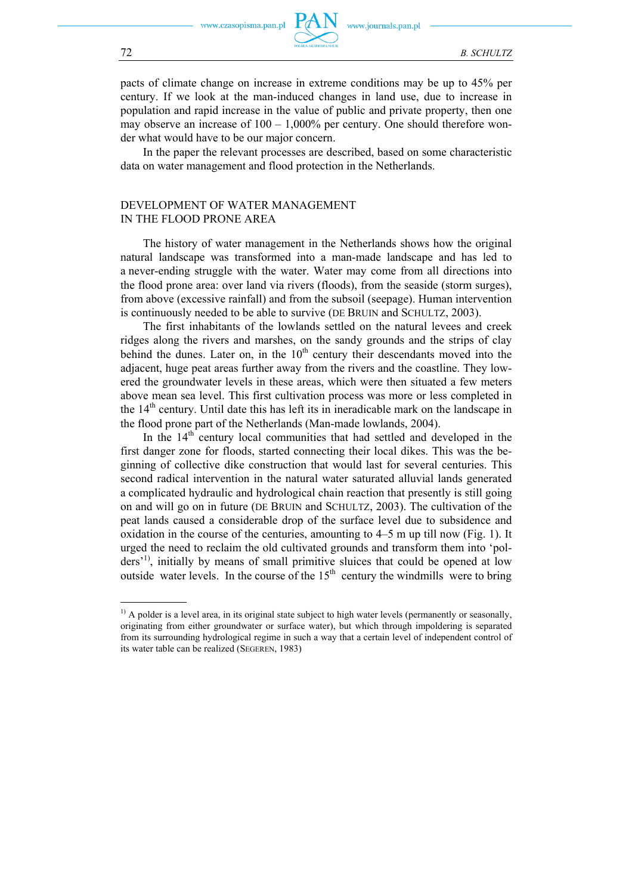pacts of climate change on increase in extreme conditions may be up to 45% per century. If we look at the man-induced changes in land use, due to increase in population and rapid increase in the value of public and private property, then one may observe an increase of 100 – 1,000% per century. One should therefore wonder what would have to be our major concern.

In the paper the relevant processes are described, based on some characteristic data on water management and flood protection in the Netherlands.

## DEVELOPMENT OF WATER MANAGEMENT IN THE FLOOD PRONE AREA

The history of water management in the Netherlands shows how the original natural landscape was transformed into a man-made landscape and has led to a never-ending struggle with the water. Water may come from all directions into the flood prone area: over land via rivers (floods), from the seaside (storm surges), from above (excessive rainfall) and from the subsoil (seepage). Human intervention is continuously needed to be able to survive (DE BRUIN and SCHULTZ, 2003).

The first inhabitants of the lowlands settled on the natural levees and creek ridges along the rivers and marshes, on the sandy grounds and the strips of clay behind the dunes. Later on, in the 10th century their descendants moved into the adjacent, huge peat areas further away from the rivers and the coastline. They lowered the groundwater levels in these areas, which were then situated a few meters above mean sea level. This first cultivation process was more or less completed in the 14th century. Until date this has left its in ineradicable mark on the landscape in the flood prone part of the Netherlands (Man-made lowlands, 2004).

In the 14th century local communities that had settled and developed in the first danger zone for floods, started connecting their local dikes. This was the beginning of collective dike construction that would last for several centuries. This second radical intervention in the natural water saturated alluvial lands generated a complicated hydraulic and hydrological chain reaction that presently is still going on and will go on in future (DE BRUIN and SCHULTZ, 2003). The cultivation of the peat lands caused a considerable drop of the surface level due to subsidence and oxidation in the course of the centuries, amounting to 4–5 m up till now (Fig. 1). It urged the need to reclaim the old cultivated grounds and transform them into 'polders'[1)], initially by means of small primitive sluices that could be opened at low outside water levels. In the course of the 15th century the windmills were to bring

---

[1)] A polder is a level area, in its original state subject to high water levels (permanently or seasonally, originating from either groundwater or surface water), but which through impoldering is separated from its surrounding hydrological regime in such a way that a certain level of independent control of its water table can be realized (SEGEREN, 1983)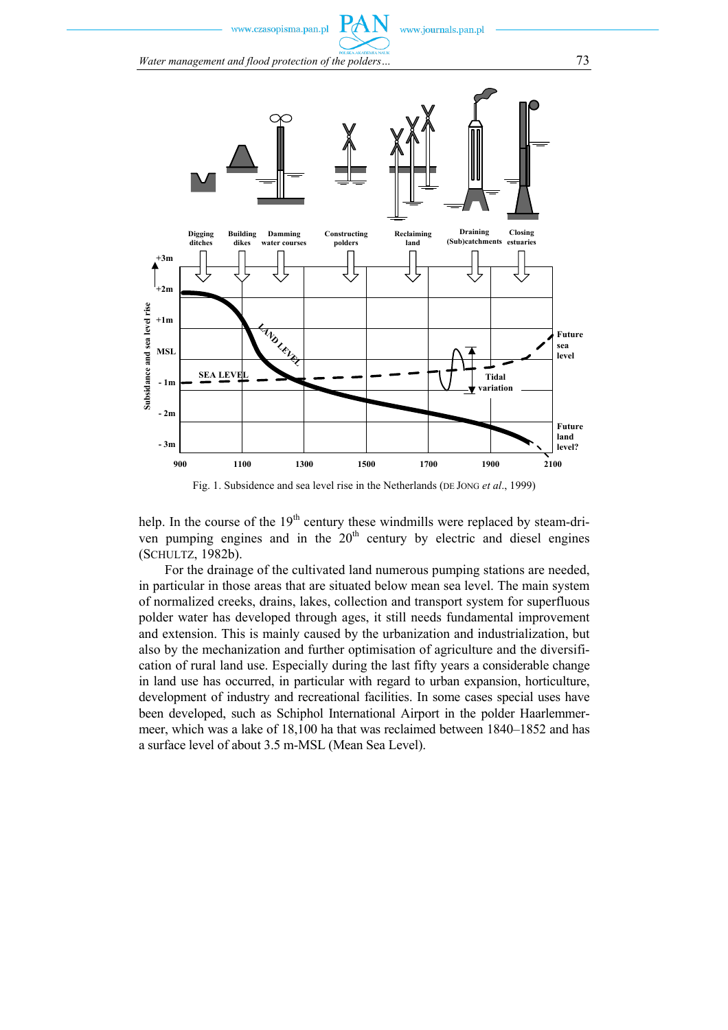Fig. 1. Subsidence and sea level rise in the Netherlands (DE JONG *et al*., 1999)

help. In the course of the 19th century these windmills were replaced by steam-driven pumping engines and in the 20th century by electric and diesel engines (SCHULTZ, 1982b).

For the drainage of the cultivated land numerous pumping stations are needed, in particular in those areas that are situated below mean sea level. The main system of normalized creeks, drains, lakes, collection and transport system for superfluous polder water has developed through ages, it still needs fundamental improvement and extension. This is mainly caused by the urbanization and industrialization, but also by the mechanization and further optimisation of agriculture and the diversification of rural land use. Especially during the last fifty years a considerable change in land use has occurred, in particular with regard to urban expansion, horticulture, development of industry and recreational facilities. In some cases special uses have been developed, such as Schiphol International Airport in the polder Haarlemmermeer, which was a lake of 18,100 ha that was reclaimed between 1840–1852 and has a surface level of about 3.5 m-MSL (Mean Sea Level).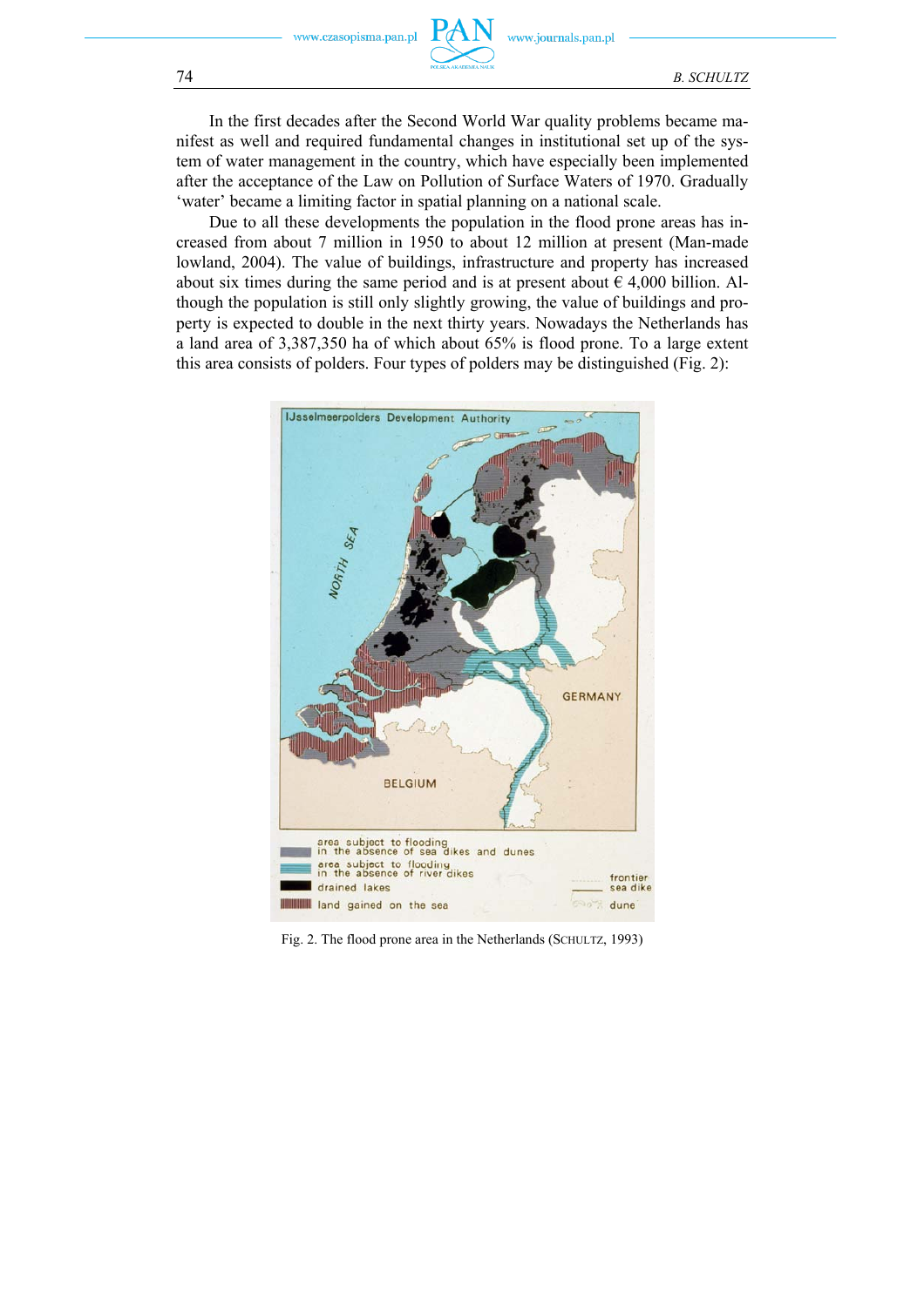In the first decades after the Second World War quality problems became manifest as well and required fundamental changes in institutional set up of the system of water management in the country, which have especially been implemented after the acceptance of the Law on Pollution of Surface Waters of 1970. Gradually 'water' became a limiting factor in spatial planning on a national scale.

Due to all these developments the population in the flood prone areas has increased from about 7 million in 1950 to about 12 million at present (Man-made lowland, 2004). The value of buildings, infrastructure and property has increased about six times during the same period and is at present about € 4,000 billion. Although the population is still only slightly growing, the value of buildings and property is expected to double in the next thirty years. Nowadays the Netherlands has a land area of 3,387,350 ha of which about 65% is flood prone. To a large extent this area consists of polders. Four types of polders may be distinguished (Fig. 2):

Fig. 2. The flood prone area in the Netherlands (SCHULTZ, 1993)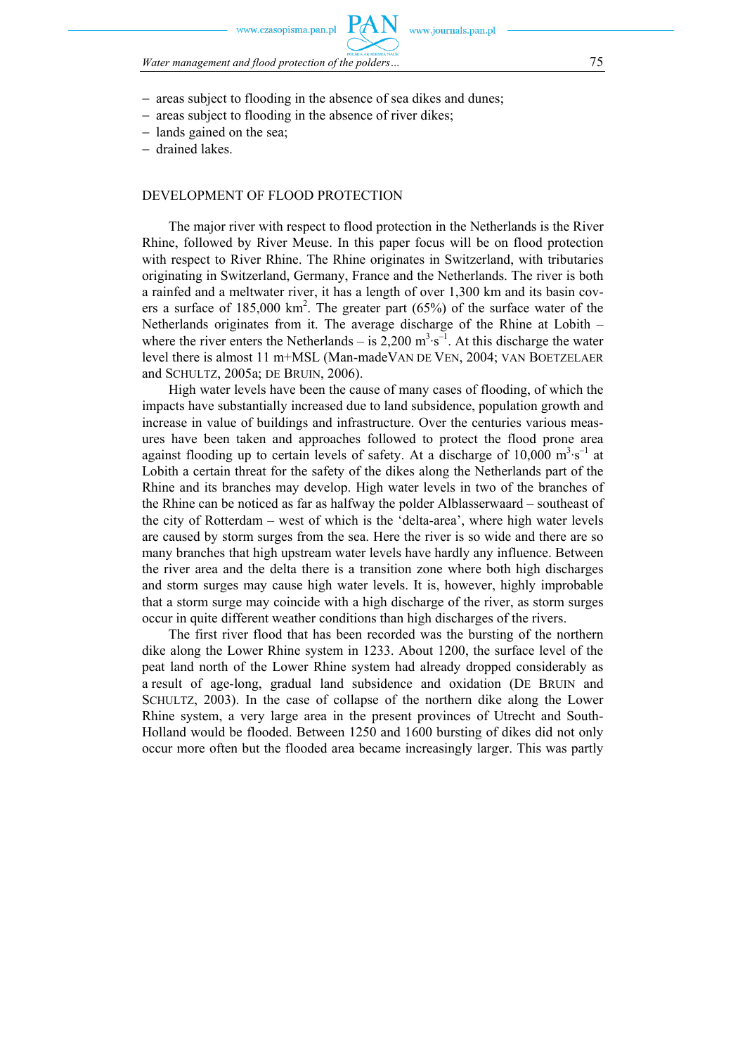- areas subject to flooding in the absence of sea dikes and dunes;
- areas subject to flooding in the absence of river dikes;
- lands gained on the sea;
- drained lakes.

## DEVELOPMENT OF FLOOD PROTECTION

The major river with respect to flood protection in the Netherlands is the River Rhine, followed by River Meuse. In this paper focus will be on flood protection with respect to River Rhine. The Rhine originates in Switzerland, with tributaries originating in Switzerland, Germany, France and the Netherlands. The river is both a rainfed and a meltwater river, it has a length of over 1,300 km and its basin covers a surface of 185,000 km$^2$. The greater part (65%) of the surface water of the Netherlands originates from it. The average discharge of the Rhine at Lobith – where the river enters the Netherlands – is 2,200 m$^3 \cdot$s$^{-1}$. At this discharge the water level there is almost 11 m+MSL (Man-madeVAN DE VEN, 2004; VAN BOETZELAER and SCHULTZ, 2005a; DE BRUIN, 2006).

High water levels have been the cause of many cases of flooding, of which the impacts have substantially increased due to land subsidence, population growth and increase in value of buildings and infrastructure. Over the centuries various measures have been taken and approaches followed to protect the flood prone area against flooding up to certain levels of safety. At a discharge of 10,000 m$^3 \cdot$s$^{-1}$ at Lobith a certain threat for the safety of the dikes along the Netherlands part of the Rhine and its branches may develop. High water levels in two of the branches of the Rhine can be noticed as far as halfway the polder Alblasserwaard – southeast of the city of Rotterdam – west of which is the 'delta-area', where high water levels are caused by storm surges from the sea. Here the river is so wide and there are so many branches that high upstream water levels have hardly any influence. Between the river area and the delta there is a transition zone where both high discharges and storm surges may cause high water levels. It is, however, highly improbable that a storm surge may coincide with a high discharge of the river, as storm surges occur in quite different weather conditions than high discharges of the rivers.

The first river flood that has been recorded was the bursting of the northern dike along the Lower Rhine system in 1233. About 1200, the surface level of the peat land north of the Lower Rhine system had already dropped considerably as a result of age-long, gradual land subsidence and oxidation (DE BRUIN and SCHULTZ, 2003). In the case of collapse of the northern dike along the Lower Rhine system, a very large area in the present provinces of Utrecht and South-Holland would be flooded. Between 1250 and 1600 bursting of dikes did not only occur more often but the flooded area became increasingly larger. This was partly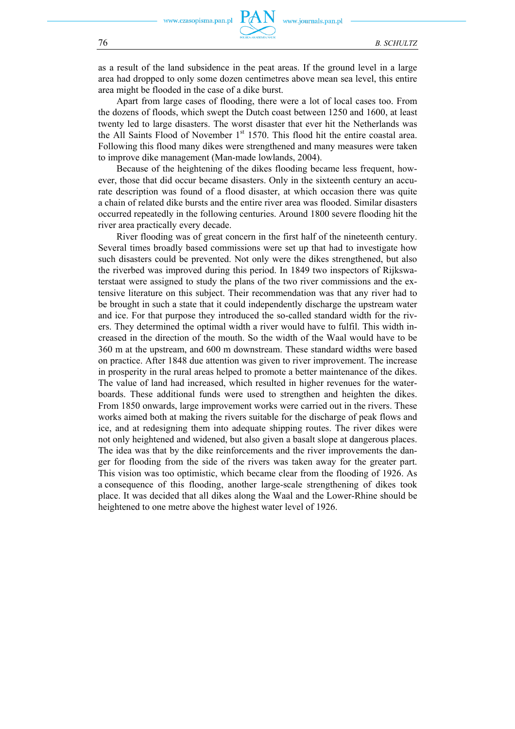as a result of the land subsidence in the peat areas. If the ground level in a large area had dropped to only some dozen centimetres above mean sea level, this entire area might be flooded in the case of a dike burst.

Apart from large cases of flooding, there were a lot of local cases too. From the dozens of floods, which swept the Dutch coast between 1250 and 1600, at least twenty led to large disasters. The worst disaster that ever hit the Netherlands was the All Saints Flood of November 1st 1570. This flood hit the entire coastal area. Following this flood many dikes were strengthened and many measures were taken to improve dike management (Man-made lowlands, 2004).

Because of the heightening of the dikes flooding became less frequent, however, those that did occur became disasters. Only in the sixteenth century an accurate description was found of a flood disaster, at which occasion there was quite a chain of related dike bursts and the entire river area was flooded. Similar disasters occurred repeatedly in the following centuries. Around 1800 severe flooding hit the river area practically every decade.

River flooding was of great concern in the first half of the nineteenth century. Several times broadly based commissions were set up that had to investigate how such disasters could be prevented. Not only were the dikes strengthened, but also the riverbed was improved during this period. In 1849 two inspectors of Rijkswaterstaat were assigned to study the plans of the two river commissions and the extensive literature on this subject. Their recommendation was that any river had to be brought in such a state that it could independently discharge the upstream water and ice. For that purpose they introduced the so-called standard width for the rivers. They determined the optimal width a river would have to fulfil. This width increased in the direction of the mouth. So the width of the Waal would have to be 360 m at the upstream, and 600 m downstream. These standard widths were based on practice. After 1848 due attention was given to river improvement. The increase in prosperity in the rural areas helped to promote a better maintenance of the dikes. The value of land had increased, which resulted in higher revenues for the waterboards. These additional funds were used to strengthen and heighten the dikes. From 1850 onwards, large improvement works were carried out in the rivers. These works aimed both at making the rivers suitable for the discharge of peak flows and ice, and at redesigning them into adequate shipping routes. The river dikes were not only heightened and widened, but also given a basalt slope at dangerous places. The idea was that by the dike reinforcements and the river improvements the danger for flooding from the side of the rivers was taken away for the greater part. This vision was too optimistic, which became clear from the flooding of 1926. As a consequence of this flooding, another large-scale strengthening of dikes took place. It was decided that all dikes along the Waal and the Lower-Rhine should be heightened to one metre above the highest water level of 1926.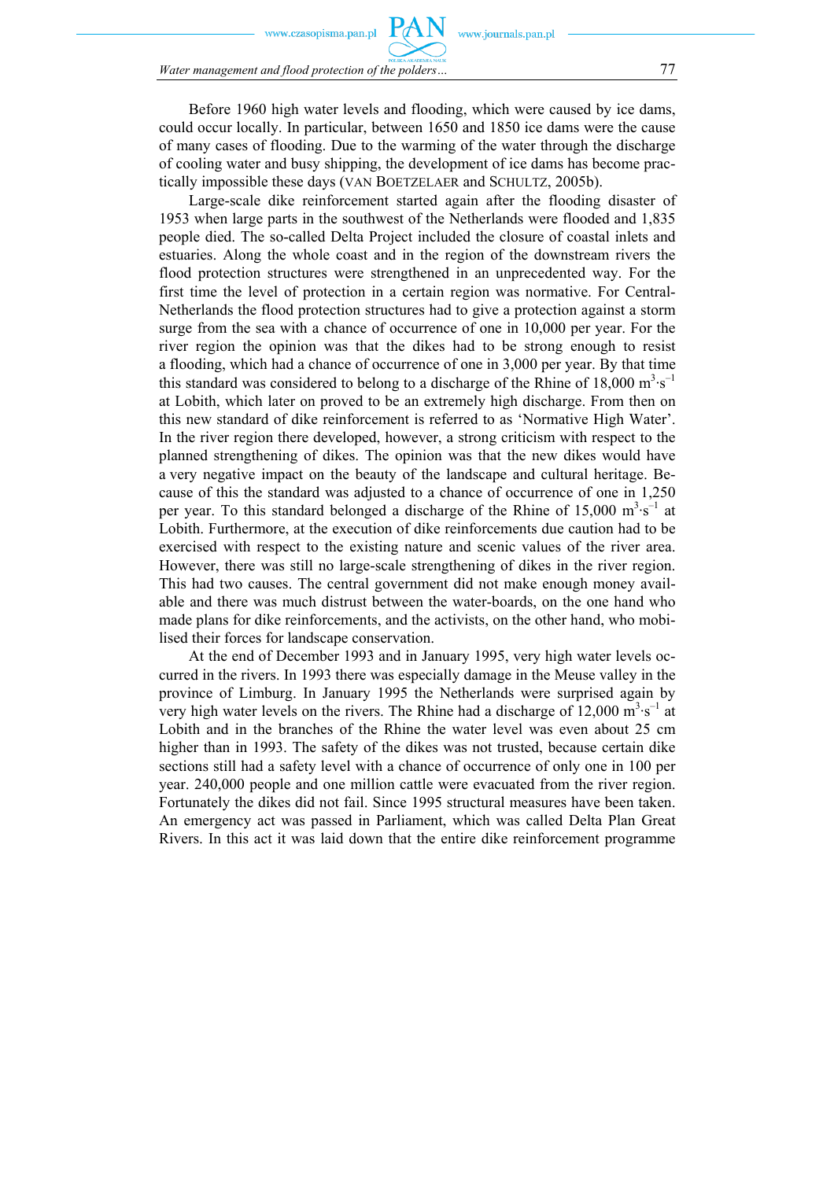Before 1960 high water levels and flooding, which were caused by ice dams, could occur locally. In particular, between 1650 and 1850 ice dams were the cause of many cases of flooding. Due to the warming of the water through the discharge of cooling water and busy shipping, the development of ice dams has become practically impossible these days (VAN BOETZELAER and SCHULTZ, 2005b).

Large-scale dike reinforcement started again after the flooding disaster of 1953 when large parts in the southwest of the Netherlands were flooded and 1,835 people died. The so-called Delta Project included the closure of coastal inlets and estuaries. Along the whole coast and in the region of the downstream rivers the flood protection structures were strengthened in an unprecedented way. For the first time the level of protection in a certain region was normative. For Central-Netherlands the flood protection structures had to give a protection against a storm surge from the sea with a chance of occurrence of one in 10,000 per year. For the river region the opinion was that the dikes had to be strong enough to resist a flooding, which had a chance of occurrence of one in 3,000 per year. By that time this standard was considered to belong to a discharge of the Rhine of 18,000 $m^3 \cdot s^{-1}$ at Lobith, which later on proved to be an extremely high discharge. From then on this new standard of dike reinforcement is referred to as 'Normative High Water'. In the river region there developed, however, a strong criticism with respect to the planned strengthening of dikes. The opinion was that the new dikes would have a very negative impact on the beauty of the landscape and cultural heritage. Because of this the standard was adjusted to a chance of occurrence of one in 1,250 per year. To this standard belonged a discharge of the Rhine of 15,000 $m^3 \cdot s^{-1}$ at Lobith. Furthermore, at the execution of dike reinforcements due caution had to be exercised with respect to the existing nature and scenic values of the river area. However, there was still no large-scale strengthening of dikes in the river region. This had two causes. The central government did not make enough money available and there was much distrust between the water-boards, on the one hand who made plans for dike reinforcements, and the activists, on the other hand, who mobilised their forces for landscape conservation.

At the end of December 1993 and in January 1995, very high water levels occurred in the rivers. In 1993 there was especially damage in the Meuse valley in the province of Limburg. In January 1995 the Netherlands were surprised again by very high water levels on the rivers. The Rhine had a discharge of 12,000 $m^3 \cdot s^{-1}$ at Lobith and in the branches of the Rhine the water level was even about 25 cm higher than in 1993. The safety of the dikes was not trusted, because certain dike sections still had a safety level with a chance of occurrence of only one in 100 per year. 240,000 people and one million cattle were evacuated from the river region. Fortunately the dikes did not fail. Since 1995 structural measures have been taken. An emergency act was passed in Parliament, which was called Delta Plan Great Rivers. In this act it was laid down that the entire dike reinforcement programme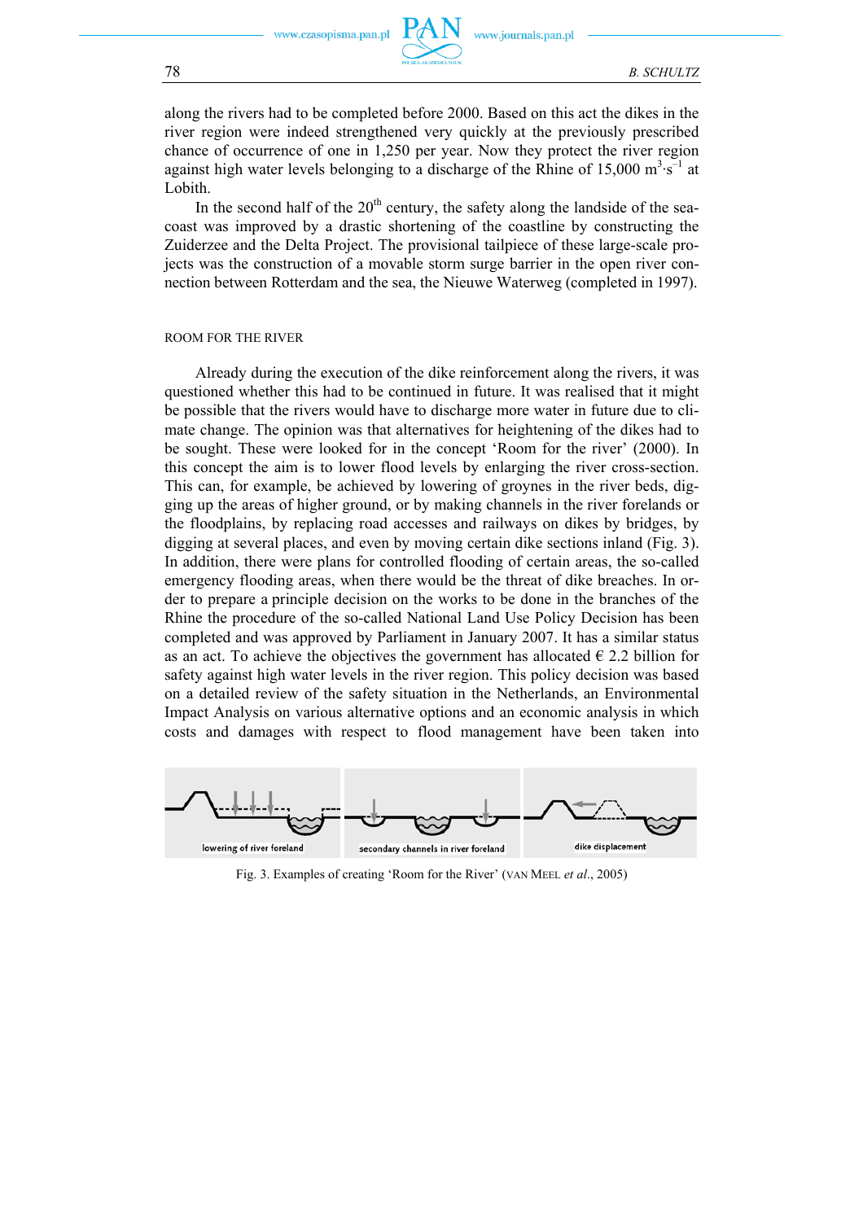along the rivers had to be completed before 2000. Based on this act the dikes in the river region were indeed strengthened very quickly at the previously prescribed chance of occurrence of one in 1,250 per year. Now they protect the river region against high water levels belonging to a discharge of the Rhine of 15,000 $m^3 \cdot s^{-1}$ at Lobith.

In the second half of the 20th century, the safety along the landside of the sea-coast was improved by a drastic shortening of the coastline by constructing the Zuiderzee and the Delta Project. The provisional tailpiece of these large-scale projects was the construction of a movable storm surge barrier in the open river connection between Rotterdam and the sea, the Nieuwe Waterweg (completed in 1997).

## ROOM FOR THE RIVER

Already during the execution of the dike reinforcement along the rivers, it was questioned whether this had to be continued in future. It was realised that it might be possible that the rivers would have to discharge more water in future due to climate change. The opinion was that alternatives for heightening of the dikes had to be sought. These were looked for in the concept 'Room for the river' (2000). In this concept the aim is to lower flood levels by enlarging the river cross-section. This can, for example, be achieved by lowering of groynes in the river beds, digging up the areas of higher ground, or by making channels in the river forelands or the floodplains, by replacing road accesses and railways on dikes by bridges, by digging at several places, and even by moving certain dike sections inland (Fig. 3). In addition, there were plans for controlled flooding of certain areas, the so-called emergency flooding areas, when there would be the threat of dike breaches. In order to prepare a principle decision on the works to be done in the branches of the Rhine the procedure of the so-called National Land Use Policy Decision has been completed and was approved by Parliament in January 2007. It has a similar status as an act. To achieve the objectives the government has allocated € 2.2 billion for safety against high water levels in the river region. This policy decision was based on a detailed review of the safety situation in the Netherlands, an Environmental Impact Analysis on various alternative options and an economic analysis in which costs and damages with respect to flood management have been taken into

lowering of river foreland — secondary channels in river foreland — dike displacement

Fig. 3. Examples of creating 'Room for the River' (VAN MEEL *et al*., 2005)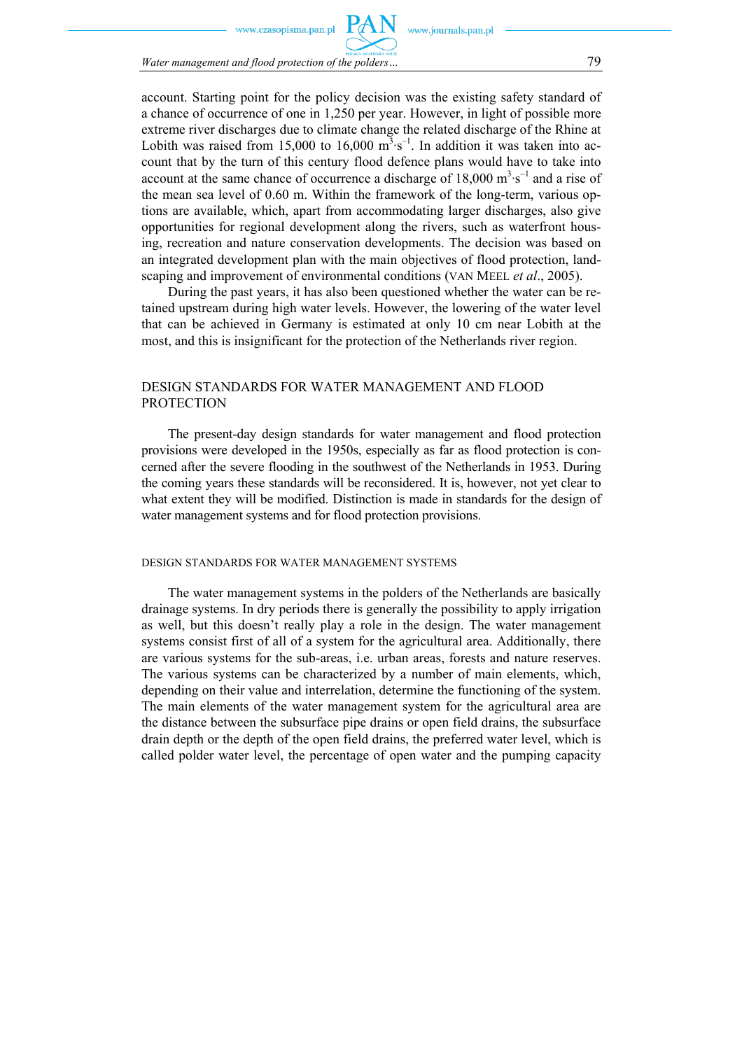account. Starting point for the policy decision was the existing safety standard of a chance of occurrence of one in 1,250 per year. However, in light of possible more extreme river discharges due to climate change the related discharge of the Rhine at Lobith was raised from 15,000 to 16,000 $m^3 \cdot s^{-1}$. In addition it was taken into account that by the turn of this century flood defence plans would have to take into account at the same chance of occurrence a discharge of 18,000 $m^3 \cdot s^{-1}$ and a rise of the mean sea level of 0.60 m. Within the framework of the long-term, various options are available, which, apart from accommodating larger discharges, also give opportunities for regional development along the rivers, such as waterfront housing, recreation and nature conservation developments. The decision was based on an integrated development plan with the main objectives of flood protection, landscaping and improvement of environmental conditions (VAN MEEL *et al*., 2005).

During the past years, it has also been questioned whether the water can be retained upstream during high water levels. However, the lowering of the water level that can be achieved in Germany is estimated at only 10 cm near Lobith at the most, and this is insignificant for the protection of the Netherlands river region.

## DESIGN STANDARDS FOR WATER MANAGEMENT AND FLOOD PROTECTION

The present-day design standards for water management and flood protection provisions were developed in the 1950s, especially as far as flood protection is concerned after the severe flooding in the southwest of the Netherlands in 1953. During the coming years these standards will be reconsidered. It is, however, not yet clear to what extent they will be modified. Distinction is made in standards for the design of water management systems and for flood protection provisions.

### DESIGN STANDARDS FOR WATER MANAGEMENT SYSTEMS

The water management systems in the polders of the Netherlands are basically drainage systems. In dry periods there is generally the possibility to apply irrigation as well, but this doesn't really play a role in the design. The water management systems consist first of all of a system for the agricultural area. Additionally, there are various systems for the sub-areas, i.e. urban areas, forests and nature reserves. The various systems can be characterized by a number of main elements, which, depending on their value and interrelation, determine the functioning of the system. The main elements of the water management system for the agricultural area are the distance between the subsurface pipe drains or open field drains, the subsurface drain depth or the depth of the open field drains, the preferred water level, which is called polder water level, the percentage of open water and the pumping capacity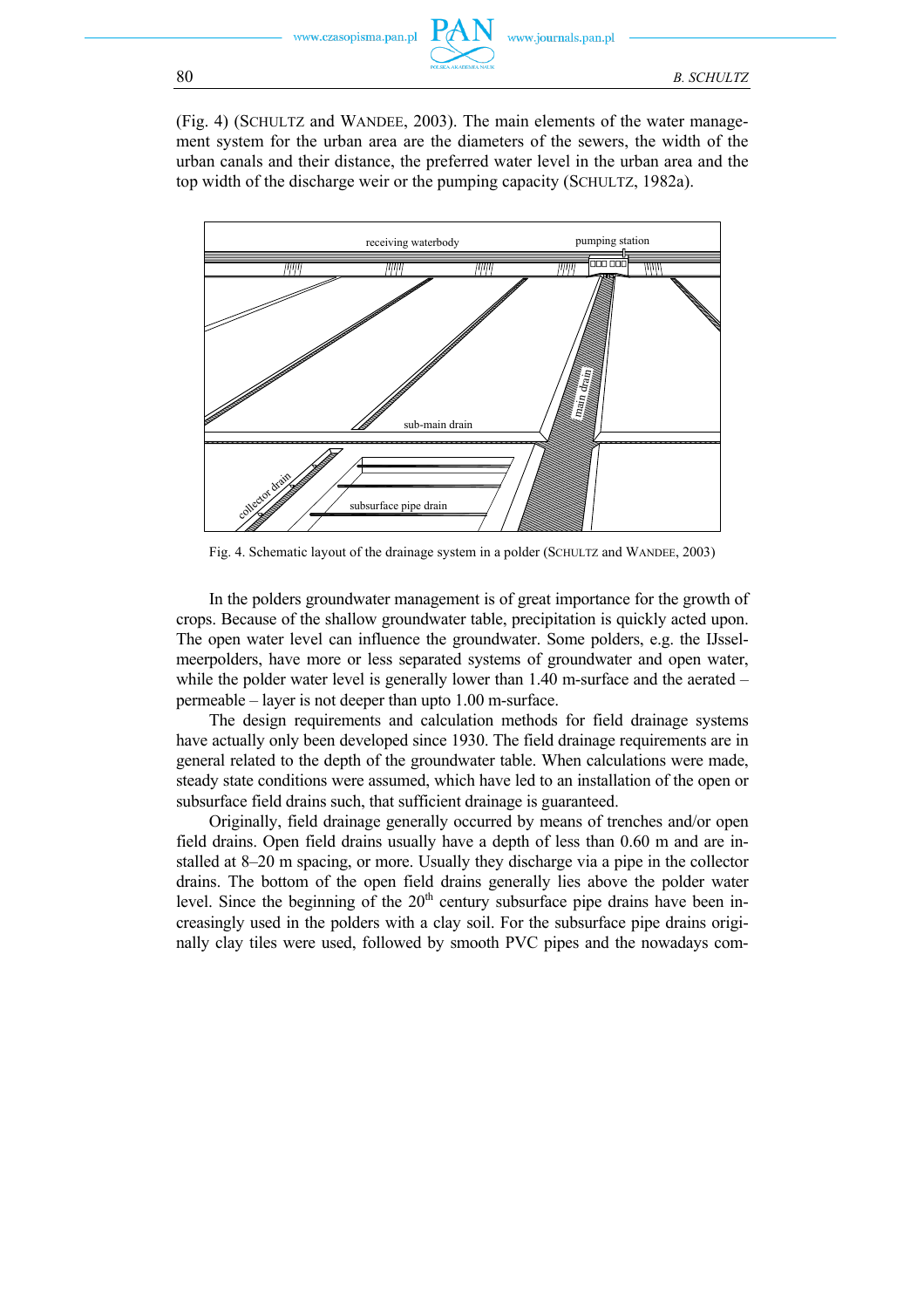(Fig. 4) (SCHULTZ and WANDEE, 2003). The main elements of the water management system for the urban area are the diameters of the sewers, the width of the urban canals and their distance, the preferred water level in the urban area and the top width of the discharge weir or the pumping capacity (SCHULTZ, 1982a).

Fig. 4. Schematic layout of the drainage system in a polder (SCHULTZ and WANDEE, 2003)

In the polders groundwater management is of great importance for the growth of crops. Because of the shallow groundwater table, precipitation is quickly acted upon. The open water level can influence the groundwater. Some polders, e.g. the IJsselmeerpolders, have more or less separated systems of groundwater and open water, while the polder water level is generally lower than 1.40 m-surface and the aerated – permeable – layer is not deeper than upto 1.00 m-surface.

The design requirements and calculation methods for field drainage systems have actually only been developed since 1930. The field drainage requirements are in general related to the depth of the groundwater table. When calculations were made, steady state conditions were assumed, which have led to an installation of the open or subsurface field drains such, that sufficient drainage is guaranteed.

Originally, field drainage generally occurred by means of trenches and/or open field drains. Open field drains usually have a depth of less than 0.60 m and are installed at 8–20 m spacing, or more. Usually they discharge via a pipe in the collector drains. The bottom of the open field drains generally lies above the polder water level. Since the beginning of the 20th century subsurface pipe drains have been increasingly used in the polders with a clay soil. For the subsurface pipe drains originally clay tiles were used, followed by smooth PVC pipes and the nowadays com-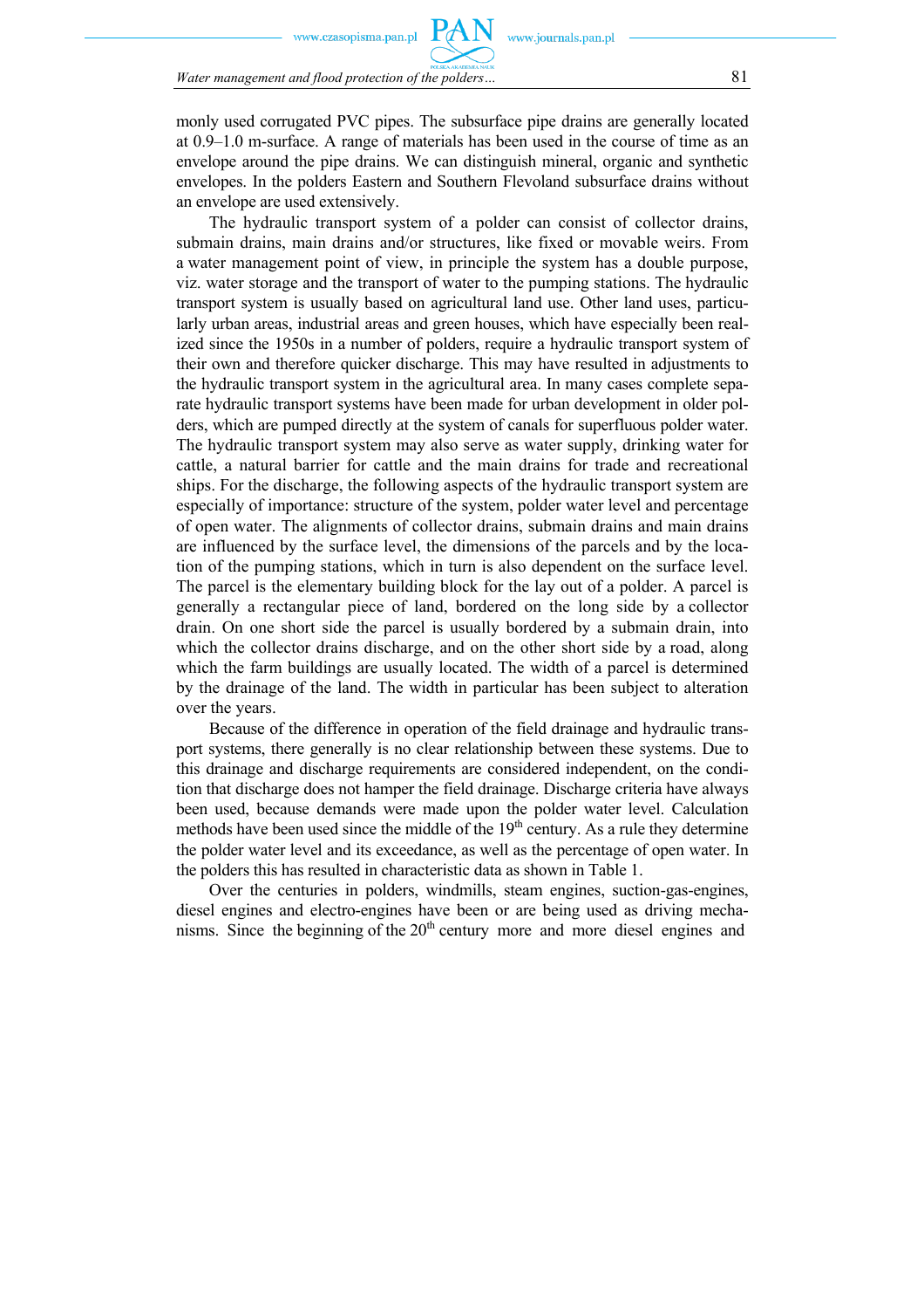monly used corrugated PVC pipes. The subsurface pipe drains are generally located at 0.9–1.0 m-surface. A range of materials has been used in the course of time as an envelope around the pipe drains. We can distinguish mineral, organic and synthetic envelopes. In the polders Eastern and Southern Flevoland subsurface drains without an envelope are used extensively.

The hydraulic transport system of a polder can consist of collector drains, submain drains, main drains and/or structures, like fixed or movable weirs. From a water management point of view, in principle the system has a double purpose, viz. water storage and the transport of water to the pumping stations. The hydraulic transport system is usually based on agricultural land use. Other land uses, particularly urban areas, industrial areas and green houses, which have especially been realized since the 1950s in a number of polders, require a hydraulic transport system of their own and therefore quicker discharge. This may have resulted in adjustments to the hydraulic transport system in the agricultural area. In many cases complete separate hydraulic transport systems have been made for urban development in older polders, which are pumped directly at the system of canals for superfluous polder water. The hydraulic transport system may also serve as water supply, drinking water for cattle, a natural barrier for cattle and the main drains for trade and recreational ships. For the discharge, the following aspects of the hydraulic transport system are especially of importance: structure of the system, polder water level and percentage of open water. The alignments of collector drains, submain drains and main drains are influenced by the surface level, the dimensions of the parcels and by the location of the pumping stations, which in turn is also dependent on the surface level. The parcel is the elementary building block for the lay out of a polder. A parcel is generally a rectangular piece of land, bordered on the long side by a collector drain. On one short side the parcel is usually bordered by a submain drain, into which the collector drains discharge, and on the other short side by a road, along which the farm buildings are usually located. The width of a parcel is determined by the drainage of the land. The width in particular has been subject to alteration over the years.

Because of the difference in operation of the field drainage and hydraulic transport systems, there generally is no clear relationship between these systems. Due to this drainage and discharge requirements are considered independent, on the condition that discharge does not hamper the field drainage. Discharge criteria have always been used, because demands were made upon the polder water level. Calculation methods have been used since the middle of the 19th century. As a rule they determine the polder water level and its exceedance, as well as the percentage of open water. In the polders this has resulted in characteristic data as shown in Table 1.

Over the centuries in polders, windmills, steam engines, suction-gas-engines, diesel engines and electro-engines have been or are being used as driving mechanisms. Since the beginning of the 20th century more and more diesel engines and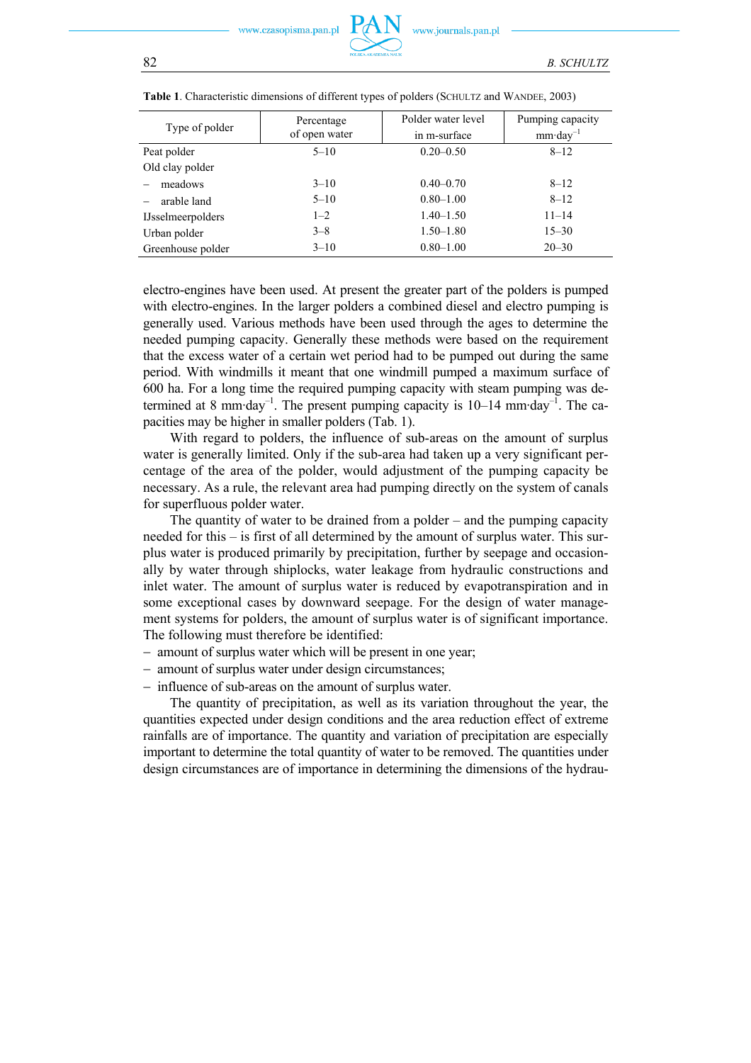**Table 1**. Characteristic dimensions of different types of polders (SCHULTZ and WANDEE, 2003)

| Type of polder | Percentage of open water | Polder water level in m-surface | Pumping capacity mm·day$^{-1}$ |
|---|---|---|---|
| Peat polder | 5–10 | 0.20–0.50 | 8–12 |
| Old clay polder | | | |
| – meadows | 3–10 | 0.40–0.70 | 8–12 |
| – arable land | 5–10 | 0.80–1.00 | 8–12 |
| IJsselmeerpolders | 1–2 | 1.40–1.50 | 11–14 |
| Urban polder | 3–8 | 1.50–1.80 | 15–30 |
| Greenhouse polder | 3–10 | 0.80–1.00 | 20–30 |

electro-engines have been used. At present the greater part of the polders is pumped with electro-engines. In the larger polders a combined diesel and electro pumping is generally used. Various methods have been used through the ages to determine the needed pumping capacity. Generally these methods were based on the requirement that the excess water of a certain wet period had to be pumped out during the same period. With windmills it meant that one windmill pumped a maximum surface of 600 ha. For a long time the required pumping capacity with steam pumping was determined at 8 mm·day$^{-1}$. The present pumping capacity is 10–14 mm·day$^{-1}$. The capacities may be higher in smaller polders (Tab. 1).

With regard to polders, the influence of sub-areas on the amount of surplus water is generally limited. Only if the sub-area had taken up a very significant percentage of the area of the polder, would adjustment of the pumping capacity be necessary. As a rule, the relevant area had pumping directly on the system of canals for superfluous polder water.

The quantity of water to be drained from a polder – and the pumping capacity needed for this – is first of all determined by the amount of surplus water. This surplus water is produced primarily by precipitation, further by seepage and occasionally by water through shiplocks, water leakage from hydraulic constructions and inlet water. The amount of surplus water is reduced by evapotranspiration and in some exceptional cases by downward seepage. For the design of water management systems for polders, the amount of surplus water is of significant importance. The following must therefore be identified:

- amount of surplus water which will be present in one year;
- amount of surplus water under design circumstances;
- influence of sub-areas on the amount of surplus water.

The quantity of precipitation, as well as its variation throughout the year, the quantities expected under design conditions and the area reduction effect of extreme rainfalls are of importance. The quantity and variation of precipitation are especially important to determine the total quantity of water to be removed. The quantities under design circumstances are of importance in determining the dimensions of the hydrau-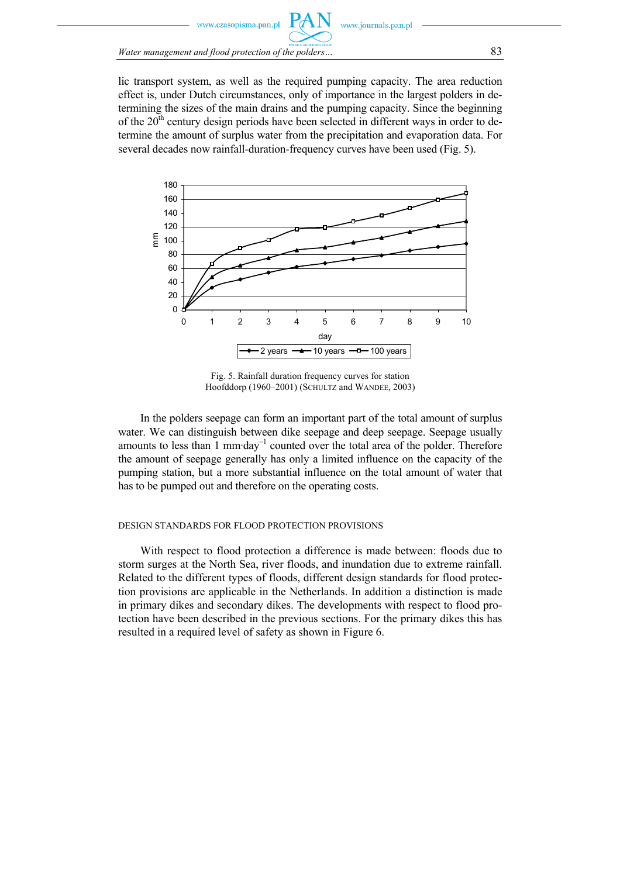lic transport system, as well as the required pumping capacity. The area reduction effect is, under Dutch circumstances, only of importance in the largest polders in determining the sizes of the main drains and the pumping capacity. Since the beginning of the 20th century design periods have been selected in different ways in order to determine the amount of surplus water from the precipitation and evaporation data. For several decades now rainfall-duration-frequency curves have been used (Fig. 5).

Fig. 5. Rainfall duration frequency curves for station Hoofddorp (1960–2001) (SCHULTZ and WANDEE, 2003)

In the polders seepage can form an important part of the total amount of surplus water. We can distinguish between dike seepage and deep seepage. Seepage usually amounts to less than 1 mm·day$^{-1}$ counted over the total area of the polder. Therefore the amount of seepage generally has only a limited influence on the capacity of the pumping station, but a more substantial influence on the total amount of water that has to be pumped out and therefore on the operating costs.

## DESIGN STANDARDS FOR FLOOD PROTECTION PROVISIONS

With respect to flood protection a difference is made between: floods due to storm surges at the North Sea, river floods, and inundation due to extreme rainfall. Related to the different types of floods, different design standards for flood protection provisions are applicable in the Netherlands. In addition a distinction is made in primary dikes and secondary dikes. The developments with respect to flood protection have been described in the previous sections. For the primary dikes this has resulted in a required level of safety as shown in Figure 6.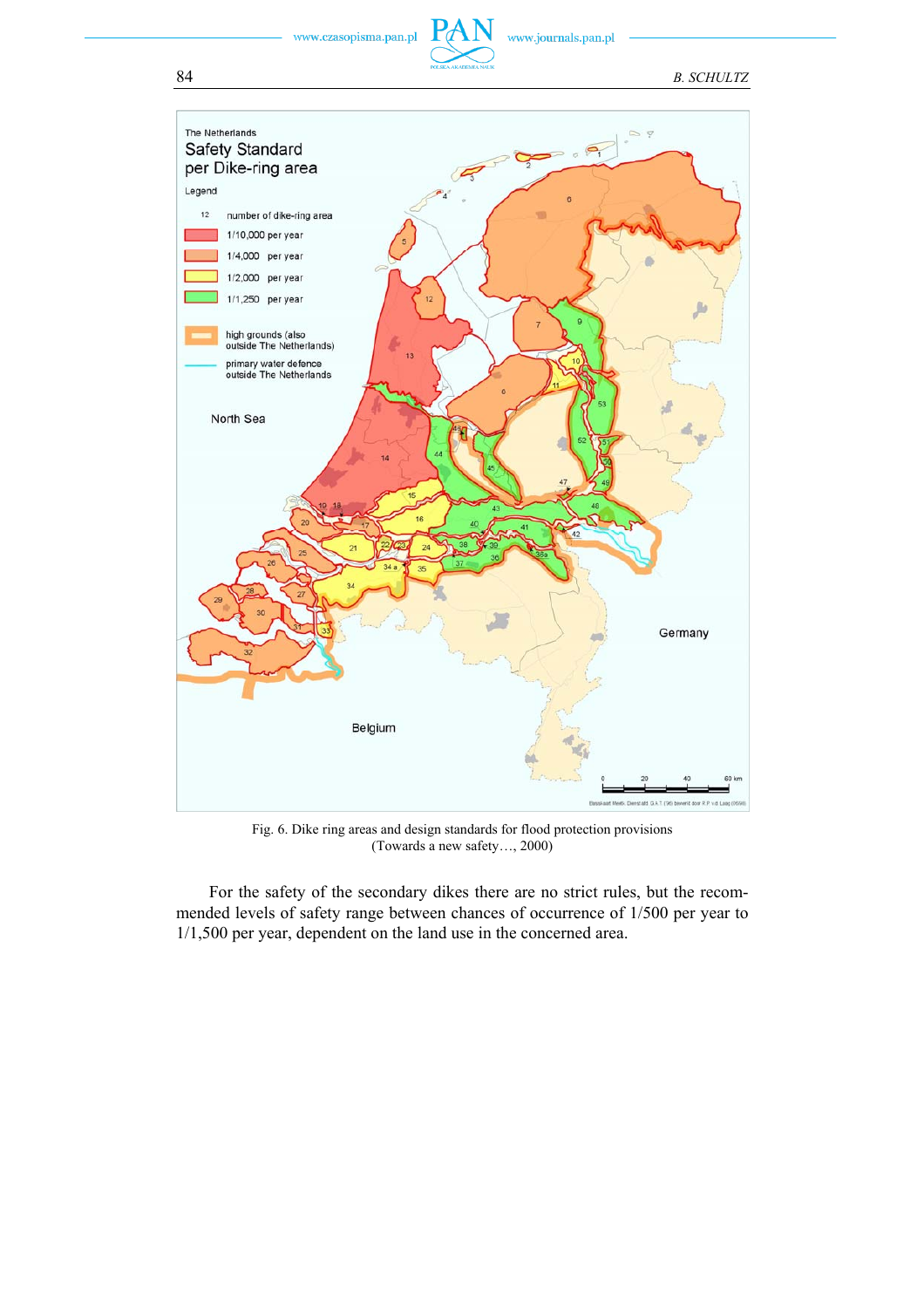Fig. 6. Dike ring areas and design standards for flood protection provisions (Towards a new safety…, 2000)

For the safety of the secondary dikes there are no strict rules, but the recommended levels of safety range between chances of occurrence of 1/500 per year to 1/1,500 per year, dependent on the land use in the concerned area.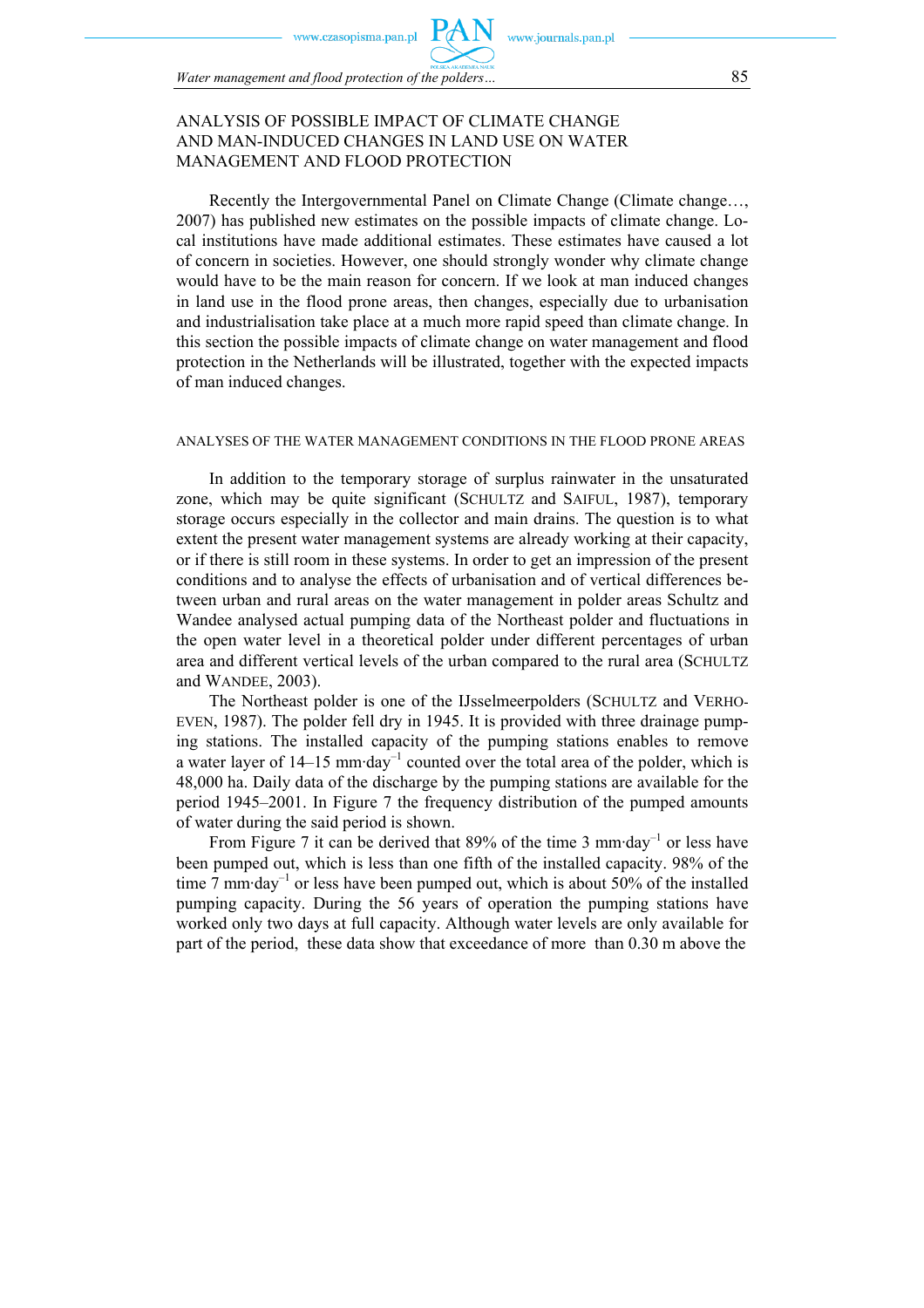## ANALYSIS OF POSSIBLE IMPACT OF CLIMATE CHANGE AND MAN-INDUCED CHANGES IN LAND USE ON WATER MANAGEMENT AND FLOOD PROTECTION

Recently the Intergovernmental Panel on Climate Change (Climate change…, 2007) has published new estimates on the possible impacts of climate change. Local institutions have made additional estimates. These estimates have caused a lot of concern in societies. However, one should strongly wonder why climate change would have to be the main reason for concern. If we look at man induced changes in land use in the flood prone areas, then changes, especially due to urbanisation and industrialisation take place at a much more rapid speed than climate change. In this section the possible impacts of climate change on water management and flood protection in the Netherlands will be illustrated, together with the expected impacts of man induced changes.

### ANALYSES OF THE WATER MANAGEMENT CONDITIONS IN THE FLOOD PRONE AREAS

In addition to the temporary storage of surplus rainwater in the unsaturated zone, which may be quite significant (SCHULTZ and SAIFUL, 1987), temporary storage occurs especially in the collector and main drains. The question is to what extent the present water management systems are already working at their capacity, or if there is still room in these systems. In order to get an impression of the present conditions and to analyse the effects of urbanisation and of vertical differences between urban and rural areas on the water management in polder areas Schultz and Wandee analysed actual pumping data of the Northeast polder and fluctuations in the open water level in a theoretical polder under different percentages of urban area and different vertical levels of the urban compared to the rural area (SCHULTZ and WANDEE, 2003).

The Northeast polder is one of the IJsselmeerpolders (SCHULTZ and VERHOEVEN, 1987). The polder fell dry in 1945. It is provided with three drainage pumping stations. The installed capacity of the pumping stations enables to remove a water layer of 14–15 mm·day$^{-1}$ counted over the total area of the polder, which is 48,000 ha. Daily data of the discharge by the pumping stations are available for the period 1945–2001. In Figure 7 the frequency distribution of the pumped amounts of water during the said period is shown.

From Figure 7 it can be derived that 89% of the time 3 mm·day$^{-1}$ or less have been pumped out, which is less than one fifth of the installed capacity. 98% of the time 7 mm·day$^{-1}$ or less have been pumped out, which is about 50% of the installed pumping capacity. During the 56 years of operation the pumping stations have worked only two days at full capacity. Although water levels are only available for part of the period, these data show that exceedance of more than 0.30 m above the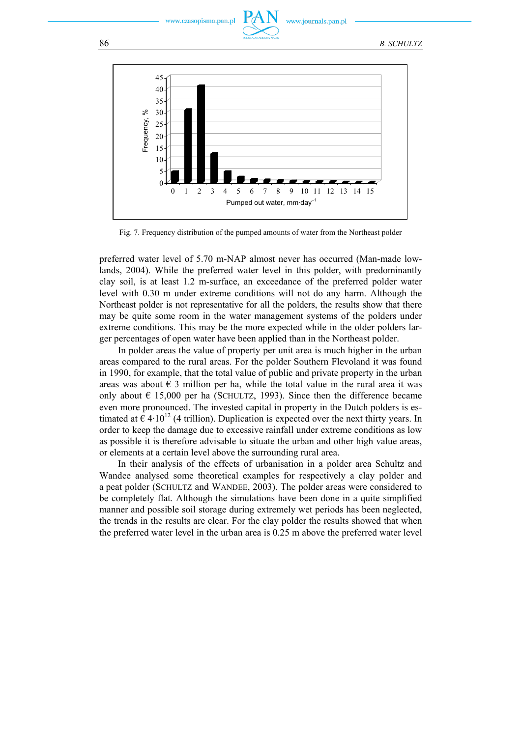Fig. 7. Frequency distribution of the pumped amounts of water from the Northeast polder

preferred water level of 5.70 m-NAP almost never has occurred (Man-made lowlands, 2004). While the preferred water level in this polder, with predominantly clay soil, is at least 1.2 m-surface, an exceedance of the preferred polder water level with 0.30 m under extreme conditions will not do any harm. Although the Northeast polder is not representative for all the polders, the results show that there may be quite some room in the water management systems of the polders under extreme conditions. This may be the more expected while in the older polders larger percentages of open water have been applied than in the Northeast polder.

In polder areas the value of property per unit area is much higher in the urban areas compared to the rural areas. For the polder Southern Flevoland it was found in 1990, for example, that the total value of public and private property in the urban areas was about € 3 million per ha, while the total value in the rural area it was only about € 15,000 per ha (SCHULTZ, 1993). Since then the difference became even more pronounced. The invested capital in property in the Dutch polders is estimated at € $4 \cdot 10^{12}$ (4 trillion). Duplication is expected over the next thirty years. In order to keep the damage due to excessive rainfall under extreme conditions as low as possible it is therefore advisable to situate the urban and other high value areas, or elements at a certain level above the surrounding rural area.

In their analysis of the effects of urbanisation in a polder area Schultz and Wandee analysed some theoretical examples for respectively a clay polder and a peat polder (SCHULTZ and WANDEE, 2003). The polder areas were considered to be completely flat. Although the simulations have been done in a quite simplified manner and possible soil storage during extremely wet periods has been neglected, the trends in the results are clear. For the clay polder the results showed that when the preferred water level in the urban area is 0.25 m above the preferred water level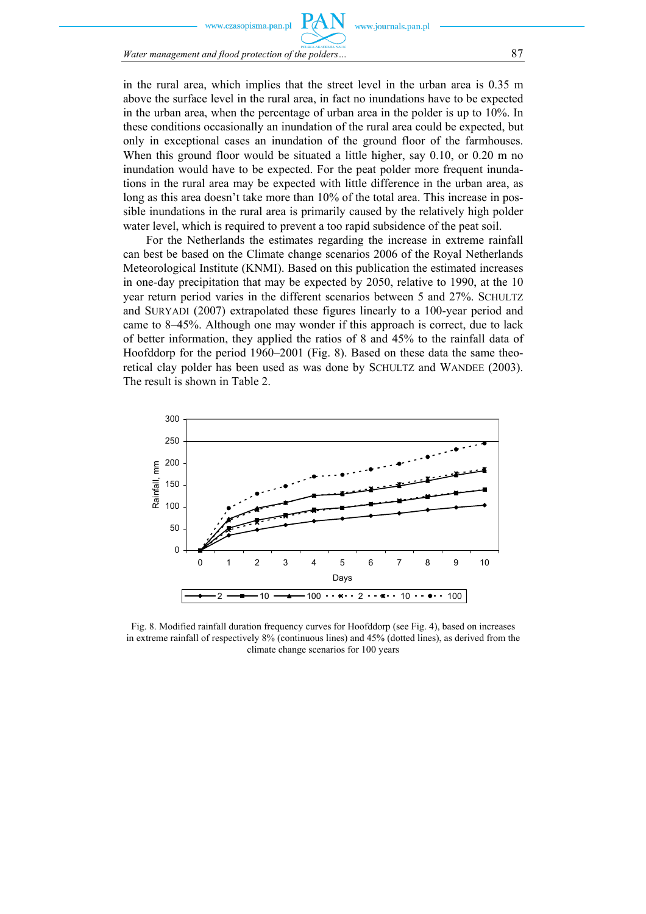in the rural area, which implies that the street level in the urban area is 0.35 m above the surface level in the rural area, in fact no inundations have to be expected in the urban area, when the percentage of urban area in the polder is up to 10%. In these conditions occasionally an inundation of the rural area could be expected, but only in exceptional cases an inundation of the ground floor of the farmhouses. When this ground floor would be situated a little higher, say 0.10, or 0.20 m no inundation would have to be expected. For the peat polder more frequent inundations in the rural area may be expected with little difference in the urban area, as long as this area doesn't take more than 10% of the total area. This increase in possible inundations in the rural area is primarily caused by the relatively high polder water level, which is required to prevent a too rapid subsidence of the peat soil.

For the Netherlands the estimates regarding the increase in extreme rainfall can best be based on the Climate change scenarios 2006 of the Royal Netherlands Meteorological Institute (KNMI). Based on this publication the estimated increases in one-day precipitation that may be expected by 2050, relative to 1990, at the 10 year return period varies in the different scenarios between 5 and 27%. SCHULTZ and SURYADI (2007) extrapolated these figures linearly to a 100-year period and came to 8–45%. Although one may wonder if this approach is correct, due to lack of better information, they applied the ratios of 8 and 45% to the rainfall data of Hoofddorp for the period 1960–2001 (Fig. 8). Based on these data the same theoretical clay polder has been used as was done by SCHULTZ and WANDEE (2003). The result is shown in Table 2.

Fig. 8. Modified rainfall duration frequency curves for Hoofddorp (see Fig. 4), based on increases in extreme rainfall of respectively 8% (continuous lines) and 45% (dotted lines), as derived from the climate change scenarios for 100 years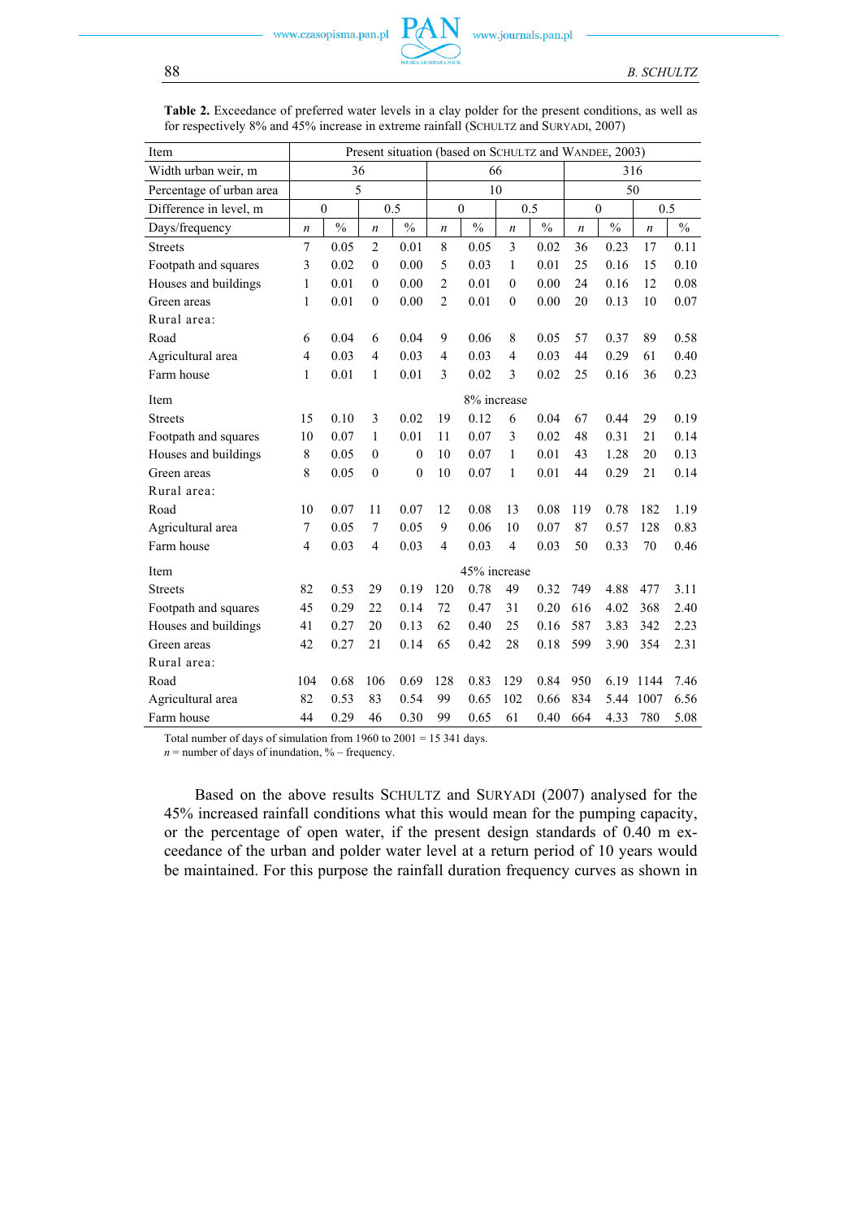**Table 2.** Exceedance of preferred water levels in a clay polder for the present conditions, as well as for respectively 8% and 45% increase in extreme rainfall (SCHULTZ and SURYADI, 2007)

| Item | Present situation (based on SCHULTZ and WANDEE, 2003) | | | | | | | | | | | |
|---|---|---|---|---|---|---|---|---|---|---|---|---|
| Width urban weir, m | 36 | | | | 66 | | | | 316 | | | |
| Percentage of urban area | 5 | | | | 10 | | | | 50 | | | |
| Difference in level, m | 0 | | 0.5 | | 0 | | 0.5 | | 0 | | 0.5 | |
| Days/frequency | *n* | % | *n* | % | *n* | % | *n* | % | *n* | % | *n* | % |
| Streets | 7 | 0.05 | 2 | 0.01 | 8 | 0.05 | 3 | 0.02 | 36 | 0.23 | 17 | 0.11 |
| Footpath and squares | 3 | 0.02 | 0 | 0.00 | 5 | 0.03 | 1 | 0.01 | 25 | 0.16 | 15 | 0.10 |
| Houses and buildings | 1 | 0.01 | 0 | 0.00 | 2 | 0.01 | 0 | 0.00 | 24 | 0.16 | 12 | 0.08 |
| Green areas | 1 | 0.01 | 0 | 0.00 | 2 | 0.01 | 0 | 0.00 | 20 | 0.13 | 10 | 0.07 |
| Rural area: | | | | | | | | | | | | |
| Road | 6 | 0.04 | 6 | 0.04 | 9 | 0.06 | 8 | 0.05 | 57 | 0.37 | 89 | 0.58 |
| Agricultural area | 4 | 0.03 | 4 | 0.03 | 4 | 0.03 | 4 | 0.03 | 44 | 0.29 | 61 | 0.40 |
| Farm house | 1 | 0.01 | 1 | 0.01 | 3 | 0.02 | 3 | 0.02 | 25 | 0.16 | 36 | 0.23 |
| Item | 8% increase | | | | | | | | | | | |
| Streets | 15 | 0.10 | 3 | 0.02 | 19 | 0.12 | 6 | 0.04 | 67 | 0.44 | 29 | 0.19 |
| Footpath and squares | 10 | 0.07 | 1 | 0.01 | 11 | 0.07 | 3 | 0.02 | 48 | 0.31 | 21 | 0.14 |
| Houses and buildings | 8 | 0.05 | 0 | 0 | 10 | 0.07 | 1 | 0.01 | 43 | 1.28 | 20 | 0.13 |
| Green areas | 8 | 0.05 | 0 | 0 | 10 | 0.07 | 1 | 0.01 | 44 | 0.29 | 21 | 0.14 |
| Rural area: | | | | | | | | | | | | |
| Road | 10 | 0.07 | 11 | 0.07 | 12 | 0.08 | 13 | 0.08 | 119 | 0.78 | 182 | 1.19 |
| Agricultural area | 7 | 0.05 | 7 | 0.05 | 9 | 0.06 | 10 | 0.07 | 87 | 0.57 | 128 | 0.83 |
| Farm house | 4 | 0.03 | 4 | 0.03 | 4 | 0.03 | 4 | 0.03 | 50 | 0.33 | 70 | 0.46 |
| Item | 45% increase | | | | | | | | | | | |
| Streets | 82 | 0.53 | 29 | 0.19 | 120 | 0.78 | 49 | 0.32 | 749 | 4.88 | 477 | 3.11 |
| Footpath and squares | 45 | 0.29 | 22 | 0.14 | 72 | 0.47 | 31 | 0.20 | 616 | 4.02 | 368 | 2.40 |
| Houses and buildings | 41 | 0.27 | 20 | 0.13 | 62 | 0.40 | 25 | 0.16 | 587 | 3.83 | 342 | 2.23 |
| Green areas | 42 | 0.27 | 21 | 0.14 | 65 | 0.42 | 28 | 0.18 | 599 | 3.90 | 354 | 2.31 |
| Rural area: | | | | | | | | | | | | |
| Road | 104 | 0.68 | 106 | 0.69 | 128 | 0.83 | 129 | 0.84 | 950 | 6.19 | 1144 | 7.46 |
| Agricultural area | 82 | 0.53 | 83 | 0.54 | 99 | 0.65 | 102 | 0.66 | 834 | 5.44 | 1007 | 6.56 |
| Farm house | 44 | 0.29 | 46 | 0.30 | 99 | 0.65 | 61 | 0.40 | 664 | 4.33 | 780 | 5.08 |

Total number of days of simulation from 1960 to 2001 = 15 341 days.
*n* = number of days of inundation, % – frequency.

Based on the above results SCHULTZ and SURYADI (2007) analysed for the 45% increased rainfall conditions what this would mean for the pumping capacity, or the percentage of open water, if the present design standards of 0.40 m exceedance of the urban and polder water level at a return period of 10 years would be maintained. For this purpose the rainfall duration frequency curves as shown in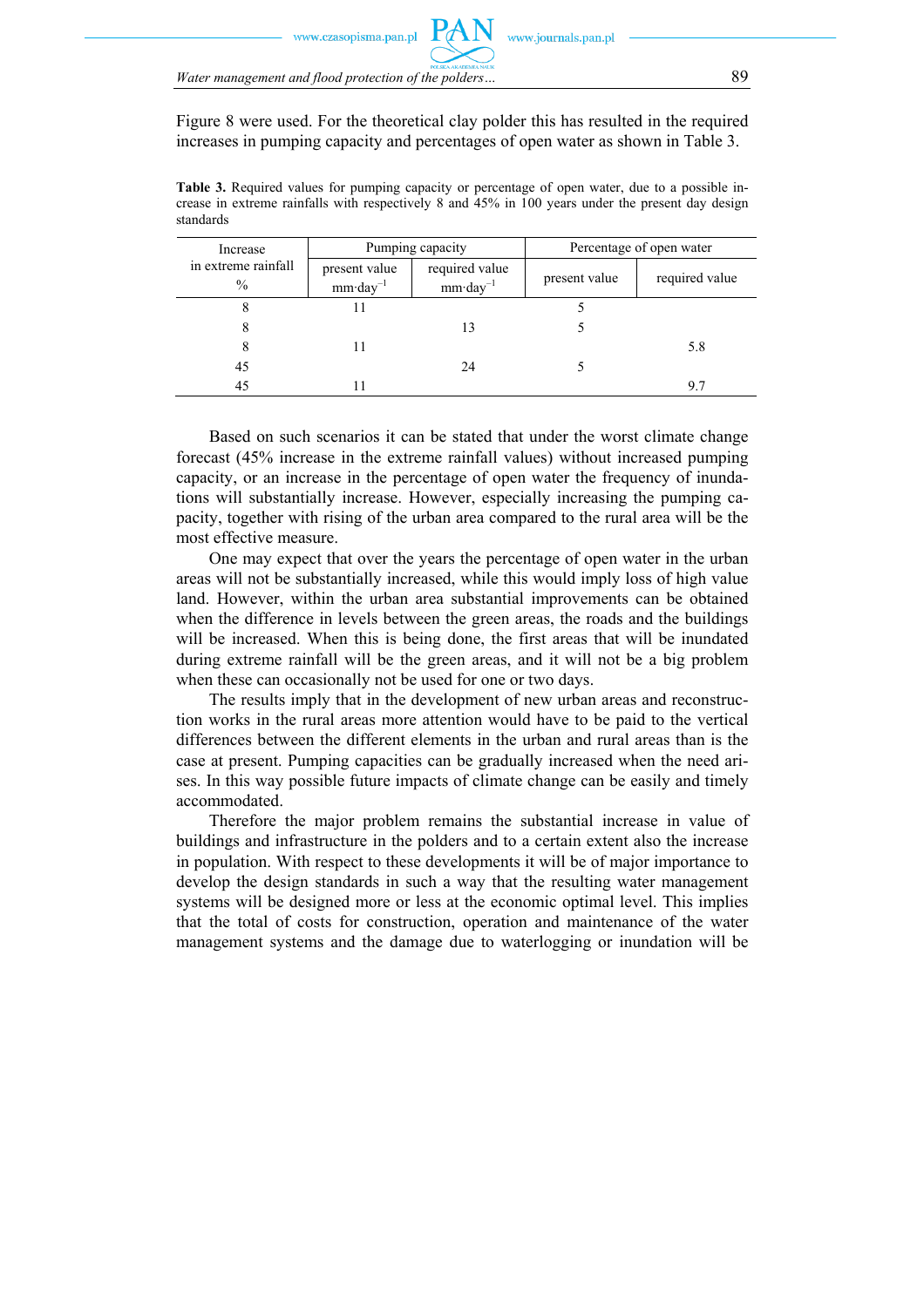Figure 8 were used. For the theoretical clay polder this has resulted in the required increases in pumping capacity and percentages of open water as shown in Table 3.

**Table 3.** Required values for pumping capacity or percentage of open water, due to a possible increase in extreme rainfalls with respectively 8 and 45% in 100 years under the present day design standards

| Increase in extreme rainfall % | Pumping capacity | | Percentage of open water | |
|---|---|---|---|---|
| | present value $mm \cdot day^{-1}$ | required value $mm \cdot day^{-1}$ | present value | required value |
| 8 | 11 | | 5 | |
| 8 | | 13 | 5 | |
| 8 | 11 | | | 5.8 |
| 45 | | 24 | 5 | |
| 45 | 11 | | | 9.7 |

Based on such scenarios it can be stated that under the worst climate change forecast (45% increase in the extreme rainfall values) without increased pumping capacity, or an increase in the percentage of open water the frequency of inundations will substantially increase. However, especially increasing the pumping capacity, together with rising of the urban area compared to the rural area will be the most effective measure.

One may expect that over the years the percentage of open water in the urban areas will not be substantially increased, while this would imply loss of high value land. However, within the urban area substantial improvements can be obtained when the difference in levels between the green areas, the roads and the buildings will be increased. When this is being done, the first areas that will be inundated during extreme rainfall will be the green areas, and it will not be a big problem when these can occasionally not be used for one or two days.

The results imply that in the development of new urban areas and reconstruction works in the rural areas more attention would have to be paid to the vertical differences between the different elements in the urban and rural areas than is the case at present. Pumping capacities can be gradually increased when the need arises. In this way possible future impacts of climate change can be easily and timely accommodated.

Therefore the major problem remains the substantial increase in value of buildings and infrastructure in the polders and to a certain extent also the increase in population. With respect to these developments it will be of major importance to develop the design standards in such a way that the resulting water management systems will be designed more or less at the economic optimal level. This implies that the total of costs for construction, operation and maintenance of the water management systems and the damage due to waterlogging or inundation will be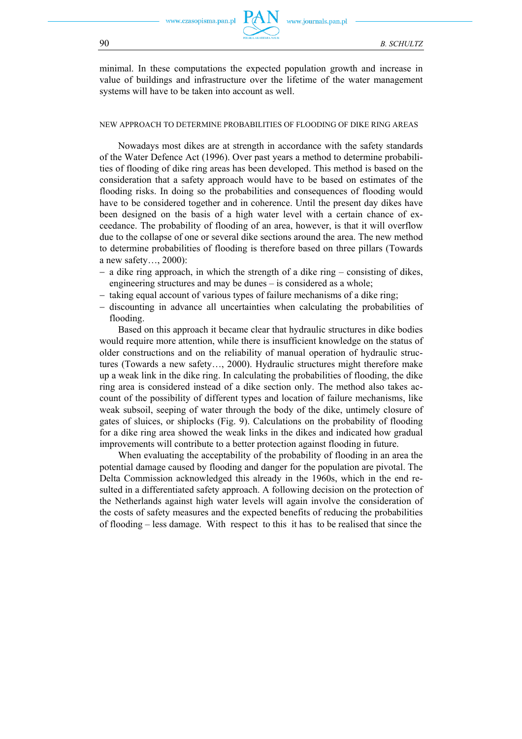minimal. In these computations the expected population growth and increase in value of buildings and infrastructure over the lifetime of the water management systems will have to be taken into account as well.

## NEW APPROACH TO DETERMINE PROBABILITIES OF FLOODING OF DIKE RING AREAS

Nowadays most dikes are at strength in accordance with the safety standards of the Water Defence Act (1996). Over past years a method to determine probabilities of flooding of dike ring areas has been developed. This method is based on the consideration that a safety approach would have to be based on estimates of the flooding risks. In doing so the probabilities and consequences of flooding would have to be considered together and in coherence. Until the present day dikes have been designed on the basis of a high water level with a certain chance of exceedance. The probability of flooding of an area, however, is that it will overflow due to the collapse of one or several dike sections around the area. The new method to determine probabilities of flooding is therefore based on three pillars (Towards a new safety…, 2000):

- a dike ring approach, in which the strength of a dike ring – consisting of dikes, engineering structures and may be dunes – is considered as a whole;
- taking equal account of various types of failure mechanisms of a dike ring;
- discounting in advance all uncertainties when calculating the probabilities of flooding.

Based on this approach it became clear that hydraulic structures in dike bodies would require more attention, while there is insufficient knowledge on the status of older constructions and on the reliability of manual operation of hydraulic structures (Towards a new safety…, 2000). Hydraulic structures might therefore make up a weak link in the dike ring. In calculating the probabilities of flooding, the dike ring area is considered instead of a dike section only. The method also takes account of the possibility of different types and location of failure mechanisms, like weak subsoil, seeping of water through the body of the dike, untimely closure of gates of sluices, or shiplocks (Fig. 9). Calculations on the probability of flooding for a dike ring area showed the weak links in the dikes and indicated how gradual improvements will contribute to a better protection against flooding in future.

When evaluating the acceptability of the probability of flooding in an area the potential damage caused by flooding and danger for the population are pivotal. The Delta Commission acknowledged this already in the 1960s, which in the end resulted in a differentiated safety approach. A following decision on the protection of the Netherlands against high water levels will again involve the consideration of the costs of safety measures and the expected benefits of reducing the probabilities of flooding – less damage. With respect to this it has to be realised that since the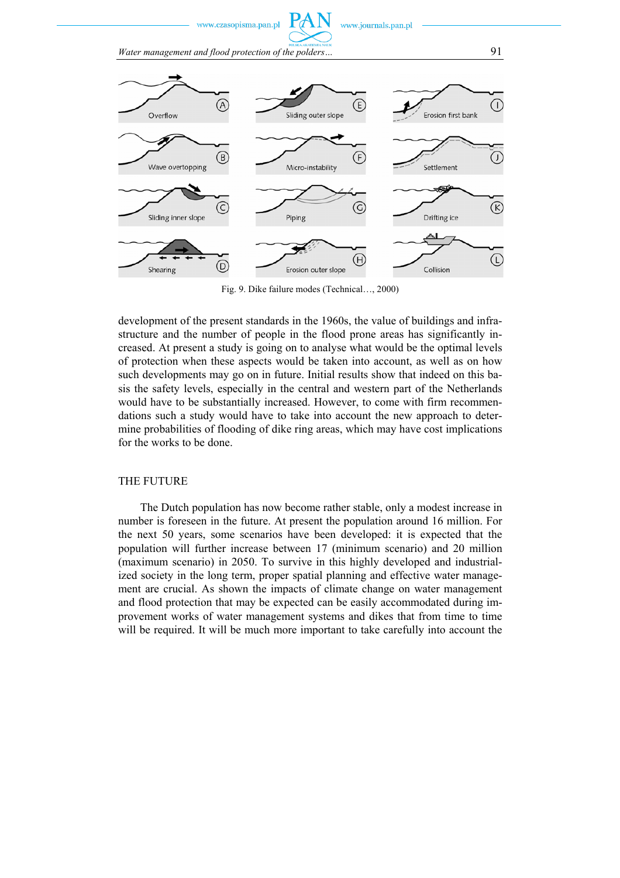Fig. 9. Dike failure modes (Technical…, 2000)

development of the present standards in the 1960s, the value of buildings and infrastructure and the number of people in the flood prone areas has significantly increased. At present a study is going on to analyse what would be the optimal levels of protection when these aspects would be taken into account, as well as on how such developments may go on in future. Initial results show that indeed on this basis the safety levels, especially in the central and western part of the Netherlands would have to be substantially increased. However, to come with firm recommendations such a study would have to take into account the new approach to determine probabilities of flooding of dike ring areas, which may have cost implications for the works to be done.

## THE FUTURE

The Dutch population has now become rather stable, only a modest increase in number is foreseen in the future. At present the population around 16 million. For the next 50 years, some scenarios have been developed: it is expected that the population will further increase between 17 (minimum scenario) and 20 million (maximum scenario) in 2050. To survive in this highly developed and industrialized society in the long term, proper spatial planning and effective water management are crucial. As shown the impacts of climate change on water management and flood protection that may be expected can be easily accommodated during improvement works of water management systems and dikes that from time to time will be required. It will be much more important to take carefully into account the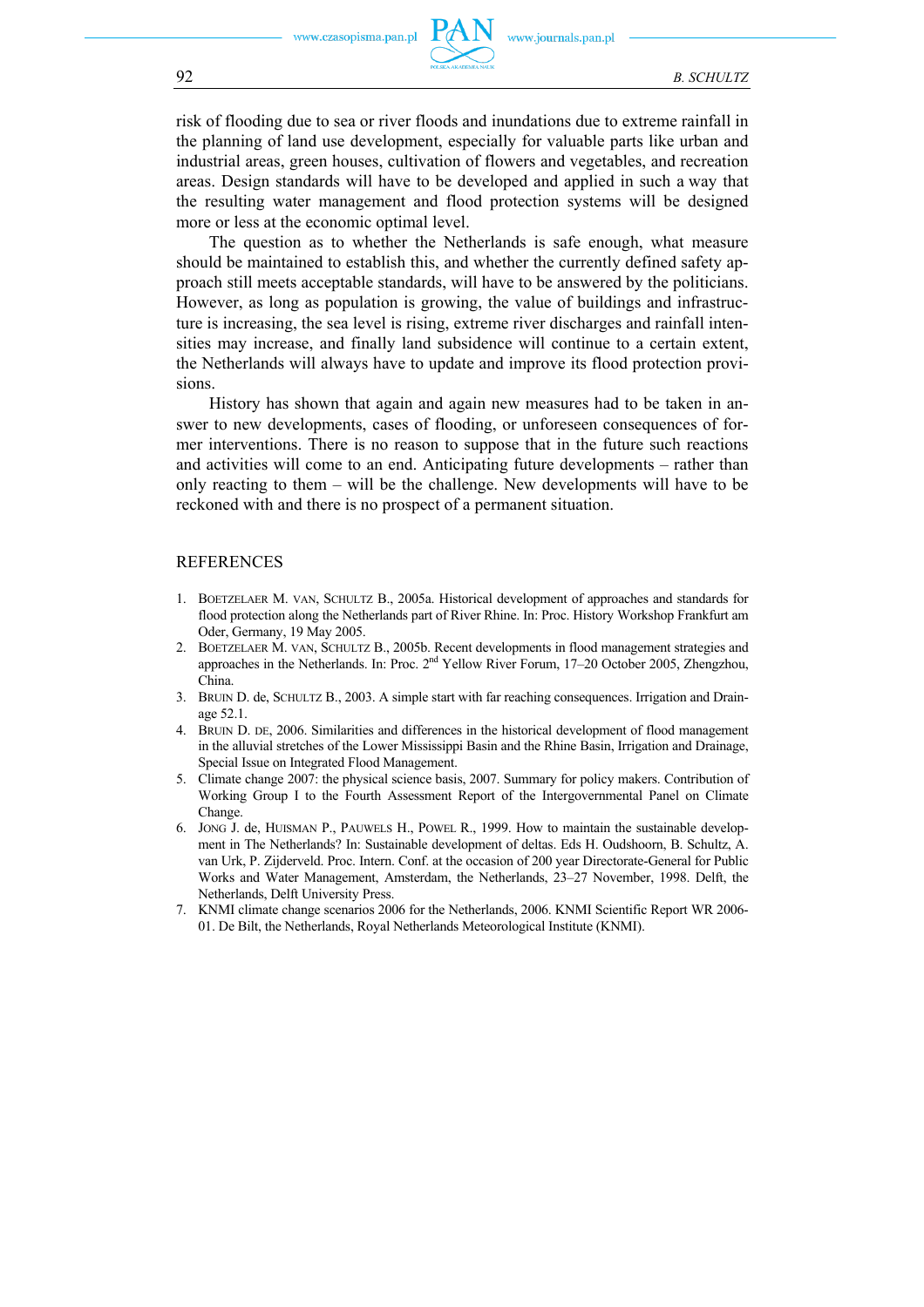risk of flooding due to sea or river floods and inundations due to extreme rainfall in the planning of land use development, especially for valuable parts like urban and industrial areas, green houses, cultivation of flowers and vegetables, and recreation areas. Design standards will have to be developed and applied in such a way that the resulting water management and flood protection systems will be designed more or less at the economic optimal level.

The question as to whether the Netherlands is safe enough, what measure should be maintained to establish this, and whether the currently defined safety approach still meets acceptable standards, will have to be answered by the politicians. However, as long as population is growing, the value of buildings and infrastructure is increasing, the sea level is rising, extreme river discharges and rainfall intensities may increase, and finally land subsidence will continue to a certain extent, the Netherlands will always have to update and improve its flood protection provisions.

History has shown that again and again new measures had to be taken in answer to new developments, cases of flooding, or unforeseen consequences of former interventions. There is no reason to suppose that in the future such reactions and activities will come to an end. Anticipating future developments – rather than only reacting to them – will be the challenge. New developments will have to be reckoned with and there is no prospect of a permanent situation.

## REFERENCES

1. BOETZELAER M. VAN, SCHULTZ B., 2005a. Historical development of approaches and standards for flood protection along the Netherlands part of River Rhine. In: Proc. History Workshop Frankfurt am Oder, Germany, 19 May 2005.
2. BOETZELAER M. VAN, SCHULTZ B., 2005b. Recent developments in flood management strategies and approaches in the Netherlands. In: Proc. 2nd Yellow River Forum, 17–20 October 2005, Zhengzhou, China.
3. BRUIN D. de, SCHULTZ B., 2003. A simple start with far reaching consequences. Irrigation and Drainage 52.1.
4. BRUIN D. DE, 2006. Similarities and differences in the historical development of flood management in the alluvial stretches of the Lower Mississippi Basin and the Rhine Basin, Irrigation and Drainage, Special Issue on Integrated Flood Management.
5. Climate change 2007: the physical science basis, 2007. Summary for policy makers. Contribution of Working Group I to the Fourth Assessment Report of the Intergovernmental Panel on Climate Change.
6. JONG J. de, HUISMAN P., PAUWELS H., POWEL R., 1999. How to maintain the sustainable development in The Netherlands? In: Sustainable development of deltas. Eds H. Oudshoorn, B. Schultz, A. van Urk, P. Zijderveld. Proc. Intern. Conf. at the occasion of 200 year Directorate-General for Public Works and Water Management, Amsterdam, the Netherlands, 23–27 November, 1998. Delft, the Netherlands, Delft University Press.
7. KNMI climate change scenarios 2006 for the Netherlands, 2006. KNMI Scientific Report WR 2006-01. De Bilt, the Netherlands, Royal Netherlands Meteorological Institute (KNMI).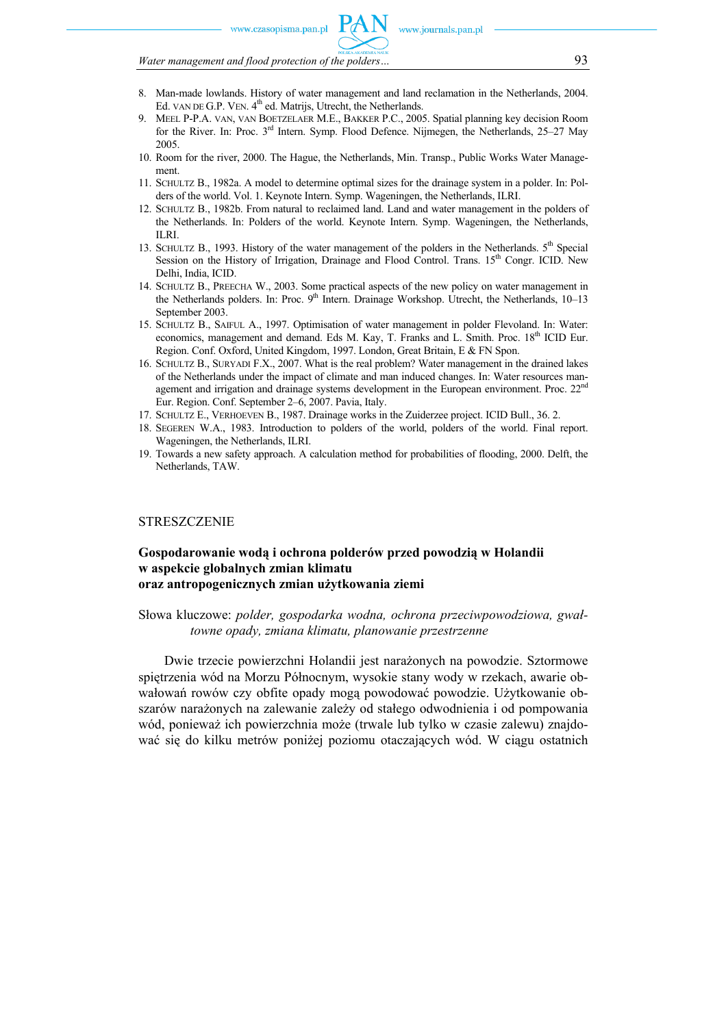8. Man-made lowlands. History of water management and land reclamation in the Netherlands, 2004. Ed. VAN DE G.P. VEN. 4th ed. Matrijs, Utrecht, the Netherlands.
9. MEEL P-P.A. VAN, VAN BOETZELAER M.E., BAKKER P.C., 2005. Spatial planning key decision Room for the River. In: Proc. 3rd Intern. Symp. Flood Defence. Nijmegen, the Netherlands, 25–27 May 2005.
10. Room for the river, 2000. The Hague, the Netherlands, Min. Transp., Public Works Water Management.
11. SCHULTZ B., 1982a. A model to determine optimal sizes for the drainage system in a polder. In: Polders of the world. Vol. 1. Keynote Intern. Symp. Wageningen, the Netherlands, ILRI.
12. SCHULTZ B., 1982b. From natural to reclaimed land. Land and water management in the polders of the Netherlands. In: Polders of the world. Keynote Intern. Symp. Wageningen, the Netherlands, ILRI.
13. SCHULTZ B., 1993. History of the water management of the polders in the Netherlands. 5th Special Session on the History of Irrigation, Drainage and Flood Control. Trans. 15th Congr. ICID. New Delhi, India, ICID.
14. SCHULTZ B., PREECHA W., 2003. Some practical aspects of the new policy on water management in the Netherlands polders. In: Proc. 9th Intern. Drainage Workshop. Utrecht, the Netherlands, 10–13 September 2003.
15. SCHULTZ B., SAIFUL A., 1997. Optimisation of water management in polder Flevoland. In: Water: economics, management and demand. Eds M. Kay, T. Franks and L. Smith. Proc. 18th ICID Eur. Region. Conf. Oxford, United Kingdom, 1997. London, Great Britain, E & FN Spon.
16. SCHULTZ B., SURYADI F.X., 2007. What is the real problem? Water management in the drained lakes of the Netherlands under the impact of climate and man induced changes. In: Water resources management and irrigation and drainage systems development in the European environment. Proc. 22nd Eur. Region. Conf. September 2–6, 2007. Pavia, Italy.
17. SCHULTZ E., VERHOEVEN B., 1987. Drainage works in the Zuiderzee project. ICID Bull., 36. 2.
18. SEGEREN W.A., 1983. Introduction to polders of the world, polders of the world. Final report. Wageningen, the Netherlands, ILRI.
19. Towards a new safety approach. A calculation method for probabilities of flooding, 2000. Delft, the Netherlands, TAW.

## STRESZCZENIE

### Gospodarowanie wodą i ochrona polderów przed powodzią w Holandii w aspekcie globalnych zmian klimatu oraz antropogenicznych zmian użytkowania ziemi

Słowa kluczowe: *polder, gospodarka wodna, ochrona przeciwpowodziowa, gwałtowne opady, zmiana klimatu, planowanie przestrzenne*

Dwie trzecie powierzchni Holandii jest narażonych na powodzie. Sztormowe spiętrzenia wód na Morzu Północnym, wysokie stany wody w rzekach, awarie obwałowań rowów czy obfite opady mogą powodować powodzie. Użytkowanie obszarów narażonych na zalewanie zależy od stałego odwodnienia i od pompowania wód, ponieważ ich powierzchnia może (trwale lub tylko w czasie zalewu) znajdować się do kilku metrów poniżej poziomu otaczających wód. W ciągu ostatnich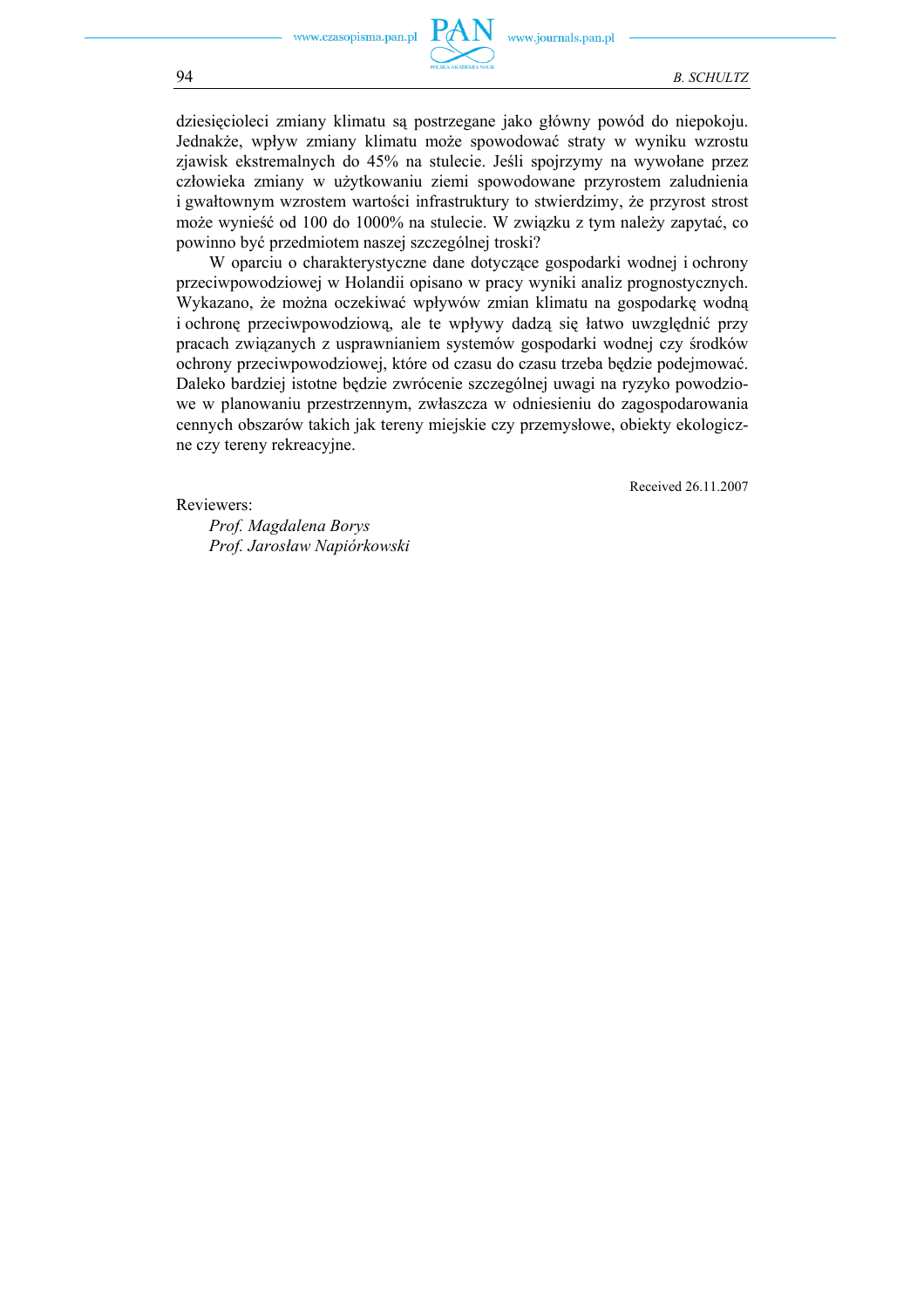dziesięcioleci zmiany klimatu są postrzegane jako główny powód do niepokoju. Jednakże, wpływ zmiany klimatu może spowodować straty w wyniku wzrostu zjawisk ekstremalnych do 45% na stulecie. Jeśli spojrzymy na wywołane przez człowieka zmiany w użytkowaniu ziemi spowodowane przyrostem zaludnienia i gwałtownym wzrostem wartości infrastruktury to stwierdzimy, że przyrost strost może wynieść od 100 do 1000% na stulecie. W związku z tym należy zapytać, co powinno być przedmiotem naszej szczególnej troski?

W oparciu o charakterystyczne dane dotyczące gospodarki wodnej i ochrony przeciwpowodziowej w Holandii opisano w pracy wyniki analiz prognostycznych. Wykazano, że można oczekiwać wpływów zmian klimatu na gospodarkę wodną i ochronę przeciwpowodziową, ale te wpływy dadzą się łatwo uwzględnić przy pracach związanych z usprawnianiem systemów gospodarki wodnej czy środków ochrony przeciwpowodziowej, które od czasu do czasu trzeba będzie podejmować. Daleko bardziej istotne będzie zwrócenie szczególnej uwagi na ryzyko powodziowe w planowaniu przestrzennym, zwłaszcza w odniesieniu do zagospodarowania cennych obszarów takich jak tereny miejskie czy przemysłowe, obiekty ekologiczne czy tereny rekreacyjne.

Received 26.11.2007

Reviewers:

*Prof. Magdalena Borys*
*Prof. Jarosław Napiórkowski*